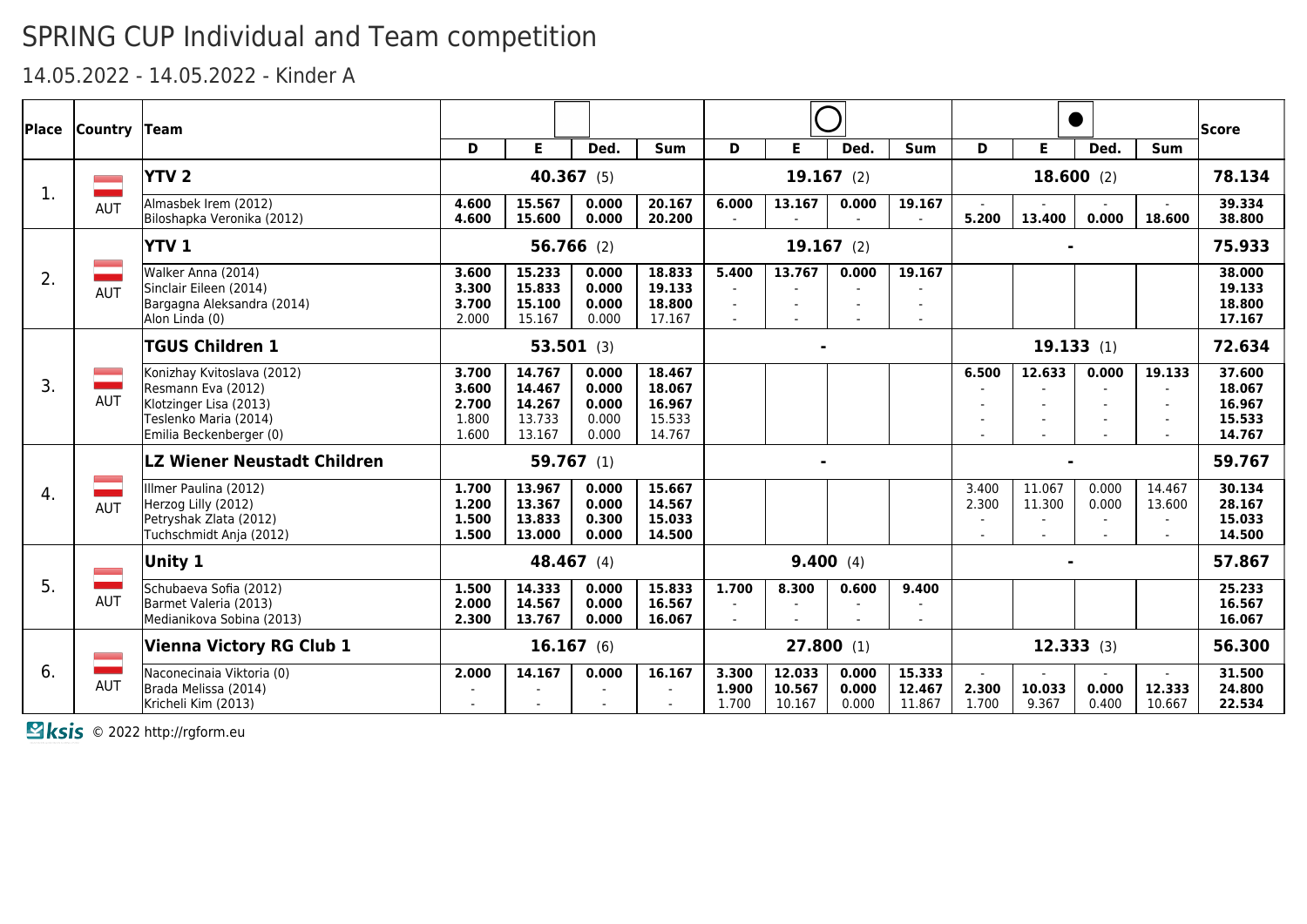# SPRING CUP Individual and Team competition

## 14.05.2022 - 14.05.2022 - Kinder A

| Place | Country | Team | D | E | Ded. | Sum | D | E | Ded. | Sum | D | E | Ded. | Sum | Score |
|---|---|---|---|---|---|---|---|---|---|---|---|---|---|---|---|
| 1. | AUT | **YTV 2** | **40.367** (5) | | | | **19.167** (2) | | | | **18.600** (2) | | | | **78.134** |
| | | Almasbek Irem (2012) | 4.600 | 15.567 | 0.000 | 20.167 | 6.000 | 13.167 | 0.000 | 19.167 | - | - | - | - | 39.334 |
| | | Biloshapka Veronika (2012) | 4.600 | 15.600 | 0.000 | 20.200 | - | - | - | - | 5.200 | 13.400 | 0.000 | 18.600 | 38.800 |
| 2. | AUT | **YTV 1** | **56.766** (2) | | | | **19.167** (2) | | | | - | | | | **75.933** |
| | | Walker Anna (2014) | 3.600 | 15.233 | 0.000 | 18.833 | 5.400 | 13.767 | 0.000 | 19.167 | | | | | 38.000 |
| | | Sinclair Eileen (2014) | 3.300 | 15.833 | 0.000 | 19.133 | - | - | - | - | | | | | 19.133 |
| | | Bargagna Aleksandra (2014) | 3.700 | 15.100 | 0.000 | 18.800 | - | - | - | - | | | | | 18.800 |
| | | Alon Linda (0) | 2.000 | 15.167 | 0.000 | 17.167 | - | - | - | - | | | | | 17.167 |
| 3. | AUT | **TGUS Children 1** | **53.501** (3) | | | | - | | | | **19.133** (1) | | | | **72.634** |
| | | Konizhay Kvitoslava (2012) | 3.700 | 14.767 | 0.000 | 18.467 | | | | | 6.500 | 12.633 | 0.000 | 19.133 | 37.600 |
| | | Resmann Eva (2012) | 3.600 | 14.467 | 0.000 | 18.067 | | | | | - | - | - | - | 18.067 |
| | | Klotzinger Lisa (2013) | 2.700 | 14.267 | 0.000 | 16.967 | | | | | - | - | - | - | 16.967 |
| | | Teslenko Maria (2014) | 1.800 | 13.733 | 0.000 | 15.533 | | | | | - | - | - | - | 15.533 |
| | | Emilia Beckenberger (0) | 1.600 | 13.167 | 0.000 | 14.767 | | | | | - | - | - | - | 14.767 |
| 4. | AUT | **LZ Wiener Neustadt Children** | **59.767** (1) | | | | - | | | | - | | | | **59.767** |
| | | Illmer Paulina (2012) | 1.700 | 13.967 | 0.000 | 15.667 | | | | | 3.400 | 11.067 | 0.000 | 14.467 | 30.134 |
| | | Herzog Lilly (2012) | 1.200 | 13.367 | 0.000 | 14.567 | | | | | 2.300 | 11.300 | 0.000 | 13.600 | 28.167 |
| | | Petryshak Zlata (2012) | 1.500 | 13.833 | 0.300 | 15.033 | | | | | - | - | - | - | 15.033 |
| | | Tuchschmidt Anja (2012) | 1.500 | 13.000 | 0.000 | 14.500 | | | | | - | - | - | - | 14.500 |
| 5. | AUT | **Unity 1** | **48.467** (4) | | | | **9.400** (4) | | | | - | | | | **57.867** |
| | | Schubaeva Sofia (2012) | 1.500 | 14.333 | 0.000 | 15.833 | 1.700 | 8.300 | 0.600 | 9.400 | | | | | 25.233 |
| | | Barmet Valeria (2013) | 2.000 | 14.567 | 0.000 | 16.567 | - | - | - | - | | | | | 16.567 |
| | | Medianikova Sobina (2013) | 2.300 | 13.767 | 0.000 | 16.067 | - | - | - | - | | | | | 16.067 |
| 6. | AUT | **Vienna Victory RG Club 1** | **16.167** (6) | | | | **27.800** (1) | | | | **12.333** (3) | | | | **56.300** |
| | | Naconecinaia Viktoria (0) | 2.000 | 14.167 | 0.000 | 16.167 | 3.300 | 12.033 | 0.000 | 15.333 | - | - | - | - | 31.500 |
| | | Brada Melissa (2014) | - | - | - | - | 1.900 | 10.567 | 0.000 | 12.467 | 2.300 | 10.033 | 0.000 | 12.333 | 24.800 |
| | | Kricheli Kim (2013) | - | - | - | - | 1.700 | 10.167 | 0.000 | 11.867 | 1.700 | 9.367 | 0.400 | 10.667 | 22.534 |

ksis © 2022 http://rgform.eu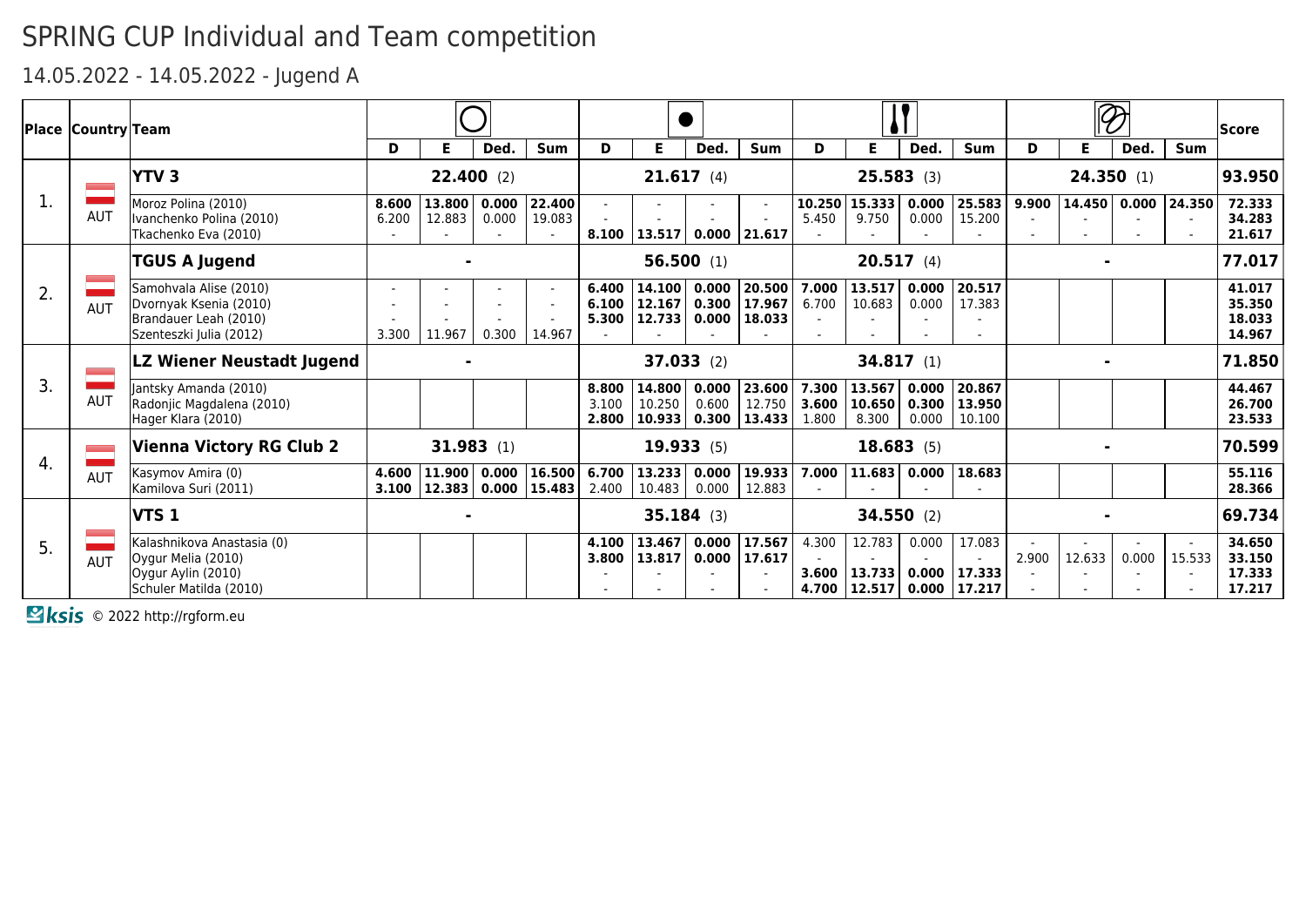# SPRING CUP Individual and Team competition

## 14.05.2022 - 14.05.2022 - Jugend A

| Place | Country | Team | Hoop D | Hoop E | Hoop Ded. | Hoop Sum | Ball D | Ball E | Ball Ded. | Ball Sum | Clubs D | Clubs E | Clubs Ded. | Clubs Sum | Ribbon D | Ribbon E | Ribbon Ded. | Ribbon Sum | Score |
|---|---|---|---|---|---|---|---|---|---|---|---|---|---|---|---|---|---|---|---|
| 1. | AUT | **YTV 3** | **22.400** (2) | | | | **21.617** (4) | | | | **25.583** (3) | | | | **24.350** (1) | | | | **93.950** |
| | | Moroz Polina (2010) | **8.600** | **13.800** | **0.000** | **22.400** | - | - | - | - | **10.250** | **15.333** | **0.000** | **25.583** | **9.900** | **14.450** | **0.000** | **24.350** | **72.333** |
| | | Ivanchenko Polina (2010) | 6.200 | 12.883 | 0.000 | 19.083 | - | - | - | - | 5.450 | 9.750 | 0.000 | 15.200 | - | - | - | - | **34.283** |
| | | Tkachenko Eva (2010) | - | - | - | - | **8.100** | **13.517** | **0.000** | **21.617** | - | - | - | - | - | - | - | - | **21.617** |
| 2. | AUT | **TGUS A Jugend** | - | | | | **56.500** (1) | | | | **20.517** (4) | | | | - | | | | **77.017** |
| | | Samohvala Alise (2010) | - | - | - | - | **6.400** | **14.100** | **0.000** | **20.500** | **7.000** | **13.517** | **0.000** | **20.517** | | | | | **41.017** |
| | | Dvornyak Ksenia (2010) | - | - | - | - | **6.100** | **12.167** | **0.300** | **17.967** | 6.700 | 10.683 | 0.000 | 17.383 | | | | | **35.350** |
| | | Brandauer Leah (2010) | - | - | - | - | **5.300** | **12.733** | **0.000** | **18.033** | - | - | - | - | | | | | **18.033** |
| | | Szenteszki Julia (2012) | 3.300 | 11.967 | 0.300 | 14.967 | - | - | - | - | - | - | - | - | | | | | **14.967** |
| 3. | AUT | **LZ Wiener Neustadt Jugend** | - | | | | **37.033** (2) | | | | **34.817** (1) | | | | - | | | | **71.850** |
| | | Jantsky Amanda (2010) | | | | | **8.800** | **14.800** | **0.000** | **23.600** | **7.300** | **13.567** | **0.000** | **20.867** | | | | | **44.467** |
| | | Radonjic Magdalena (2010) | | | | | 3.100 | 10.250 | 0.600 | 12.750 | **3.600** | **10.650** | **0.300** | **13.950** | | | | | **26.700** |
| | | Hager Klara (2010) | | | | | **2.800** | **10.933** | **0.300** | **13.433** | 1.800 | 8.300 | 0.000 | 10.100 | | | | | **23.533** |
| 4. | AUT | **Vienna Victory RG Club 2** | **31.983** (1) | | | | **19.933** (5) | | | | **18.683** (5) | | | | - | | | | **70.599** |
| | | Kasymov Amira (0) | **4.600** | **11.900** | **0.000** | **16.500** | **6.700** | **13.233** | **0.000** | **19.933** | **7.000** | **11.683** | **0.000** | **18.683** | | | | | **55.116** |
| | | Kamilova Suri (2011) | **3.100** | **12.383** | **0.000** | **15.483** | 2.400 | 10.483 | 0.000 | 12.883 | - | - | - | - | | | | | **28.366** |
| 5. | AUT | **VTS 1** | - | | | | **35.184** (3) | | | | **34.550** (2) | | | | - | | | | **69.734** |
| | | Kalashnikova Anastasia (0) | | | | | **4.100** | **13.467** | **0.000** | **17.567** | 4.300 | 12.783 | 0.000 | 17.083 | - | - | - | - | **34.650** |
| | | Oygur Melia (2010) | | | | | **3.800** | **13.817** | **0.000** | **17.617** | - | - | - | - | 2.900 | 12.633 | 0.000 | 15.533 | **33.150** |
| | | Oygur Aylin (2010) | | | | | - | - | - | - | **3.600** | **13.733** | **0.000** | **17.333** | - | - | - | - | **17.333** |
| | | Schuler Matilda (2010) | | | | | - | - | - | - | **4.700** | **12.517** | **0.000** | **17.217** | - | - | - | - | **17.217** |

© 2022 http://rgform.eu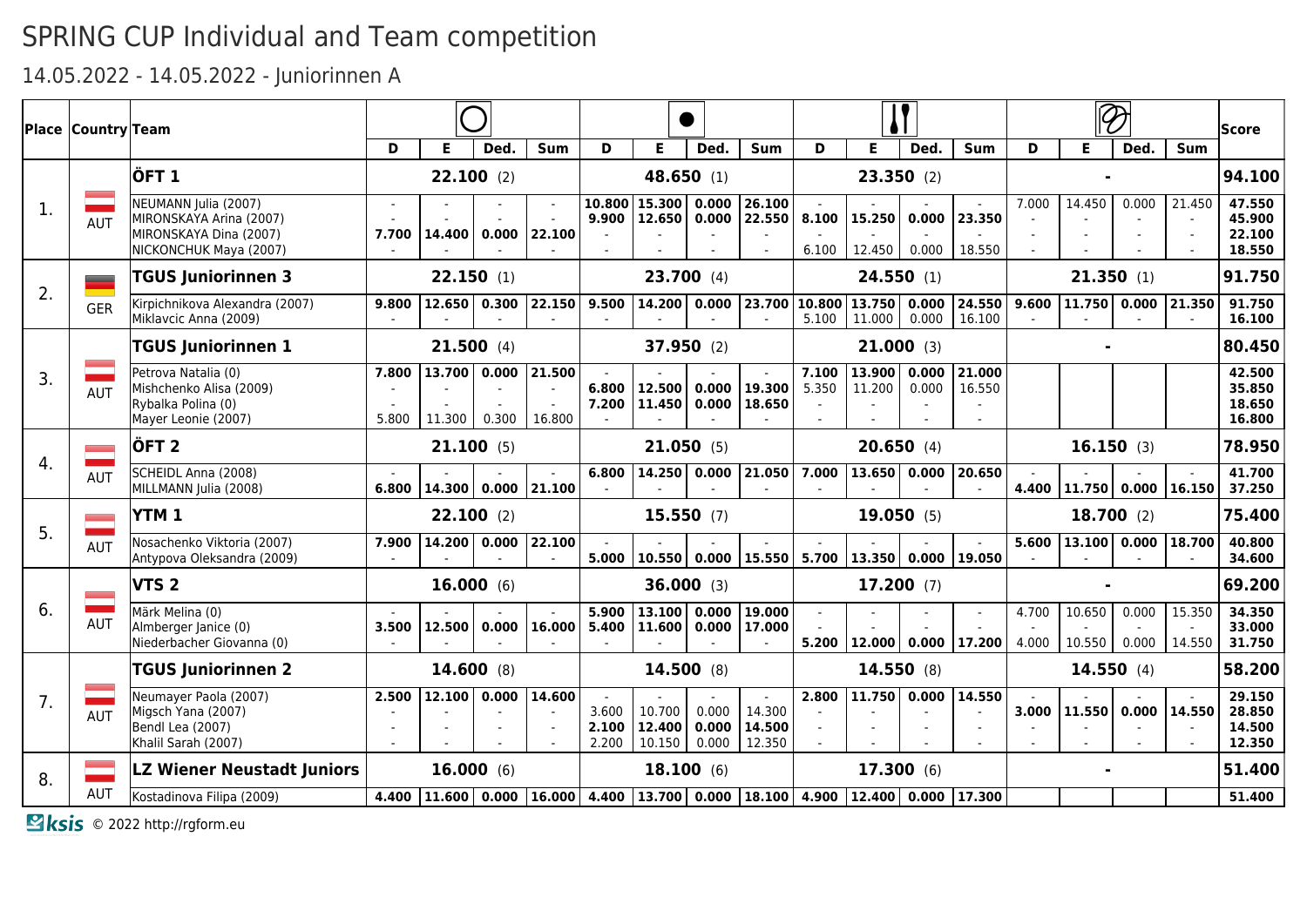# SPRING CUP Individual and Team competition

## 14.05.2022 - 14.05.2022 - Juniorinnen A

| Place | Country | Team | Hoop D | Hoop E | Hoop Ded. | Hoop Sum | Ball D | Ball E | Ball Ded. | Ball Sum | Clubs D | Clubs E | Clubs Ded. | Clubs Sum | Ribbon D | Ribbon E | Ribbon Ded. | Ribbon Sum | Score |
|---|---|---|---|---|---|---|---|---|---|---|---|---|---|---|---|---|---|---|---|
| 1. | AUT | **ÖFT 1** | **22.100** (2) | | | | **48.650** (1) | | | | **23.350** (2) | | | | **-** | | | | **94.100** |
| | | NEUMANN Julia (2007) | - | - | - | - | **10.800** | **15.300** | **0.000** | **26.100** | - | - | - | - | 7.000 | 14.450 | 0.000 | 21.450 | **47.550** |
| | | MIRONSKAYA Arina (2007) | - | - | - | - | **9.900** | **12.650** | **0.000** | **22.550** | **8.100** | **15.250** | **0.000** | **23.350** | - | - | - | - | **45.900** |
| | | MIRONSKAYA Dina (2007) | **7.700** | **14.400** | **0.000** | **22.100** | - | - | - | - | - | - | - | - | - | - | - | - | **22.100** |
| | | NICKONCHUK Maya (2007) | - | - | - | - | - | - | - | - | 6.100 | 12.450 | 0.000 | 18.550 | - | - | - | - | **18.550** |
| 2. | GER | **TGUS Juniorinnen 3** | **22.150** (1) | | | | **23.700** (4) | | | | **24.550** (1) | | | | **21.350** (1) | | | | **91.750** |
| | | Kirpichnikova Alexandra (2007) | **9.800** | **12.650** | **0.300** | **22.150** | **9.500** | **14.200** | **0.000** | **23.700** | **10.800** | **13.750** | **0.000** | **24.550** | **9.600** | **11.750** | **0.000** | **21.350** | **91.750** |
| | | Miklavcic Anna (2009) | - | - | - | - | - | - | - | - | 5.100 | 11.000 | 0.000 | 16.100 | - | - | - | - | **16.100** |
| 3. | AUT | **TGUS Juniorinnen 1** | **21.500** (4) | | | | **37.950** (2) | | | | **21.000** (3) | | | | **-** | | | | **80.450** |
| | | Petrova Natalia (0) | **7.800** | **13.700** | **0.000** | **21.500** | - | - | - | - | **7.100** | **13.900** | **0.000** | **21.000** | | | | | **42.500** |
| | | Mishchenko Alisa (2009) | - | - | - | - | **6.800** | **12.500** | **0.000** | **19.300** | 5.350 | 11.200 | 0.000 | 16.550 | | | | | **35.850** |
| | | Rybalka Polina (0) | - | - | - | - | **7.200** | **11.450** | **0.000** | **18.650** | - | - | - | - | | | | | **18.650** |
| | | Mayer Leonie (2007) | 5.800 | 11.300 | 0.300 | 16.800 | - | - | - | - | - | - | - | - | | | | | **16.800** |
| 4. | AUT | **ÖFT 2** | **21.100** (5) | | | | **21.050** (5) | | | | **20.650** (4) | | | | **16.150** (3) | | | | **78.950** |
| | | SCHEIDL Anna (2008) | - | - | - | - | **6.800** | **14.250** | **0.000** | **21.050** | **7.000** | **13.650** | **0.000** | **20.650** | - | - | - | - | **41.700** |
| | | MILLMANN Julia (2008) | **6.800** | **14.300** | **0.000** | **21.100** | - | - | - | - | - | - | - | - | **4.400** | **11.750** | **0.000** | **16.150** | **37.250** |
| 5. | AUT | **YTM 1** | **22.100** (2) | | | | **15.550** (7) | | | | **19.050** (5) | | | | **18.700** (2) | | | | **75.400** |
| | | Nosachenko Viktoria (2007) | **7.900** | **14.200** | **0.000** | **22.100** | - | - | - | - | - | - | - | - | **5.600** | **13.100** | **0.000** | **18.700** | **40.800** |
| | | Antypova Oleksandra (2009) | - | - | - | - | **5.000** | **10.550** | **0.000** | **15.550** | **5.700** | **13.350** | **0.000** | **19.050** | - | - | - | - | **34.600** |
| 6. | AUT | **VTS 2** | **16.000** (6) | | | | **36.000** (3) | | | | **17.200** (7) | | | | **-** | | | | **69.200** |
| | | Märk Melina (0) | - | - | - | - | **5.900** | **13.100** | **0.000** | **19.000** | - | - | - | - | 4.700 | 10.650 | 0.000 | 15.350 | **34.350** |
| | | Almberger Janice (0) | **3.500** | **12.500** | **0.000** | **16.000** | **5.400** | **11.600** | **0.000** | **17.000** | - | - | - | - | - | - | - | - | **33.000** |
| | | Niederbacher Giovanna (0) | - | - | - | - | - | - | - | - | **5.200** | **12.000** | **0.000** | **17.200** | 4.000 | 10.550 | 0.000 | 14.550 | **31.750** |
| 7. | AUT | **TGUS Juniorinnen 2** | **14.600** (8) | | | | **14.500** (8) | | | | **14.550** (8) | | | | **14.550** (4) | | | | **58.200** |
| | | Neumayer Paola (2007) | **2.500** | **12.100** | **0.000** | **14.600** | - | - | - | - | **2.800** | **11.750** | **0.000** | **14.550** | - | - | - | - | **29.150** |
| | | Migsch Yana (2007) | - | - | - | - | 3.600 | 10.700 | 0.000 | 14.300 | - | - | - | - | **3.000** | **11.550** | **0.000** | **14.550** | **28.850** |
| | | Bendl Lea (2007) | - | - | - | - | **2.100** | **12.400** | **0.000** | **14.500** | - | - | - | - | - | - | - | - | **14.500** |
| | | Khalil Sarah (2007) | - | - | - | - | 2.200 | 10.150 | 0.000 | 12.350 | - | - | - | - | - | - | - | - | **12.350** |
| 8. | AUT | **LZ Wiener Neustadt Juniors** | **16.000** (6) | | | | **18.100** (6) | | | | **17.300** (6) | | | | **-** | | | | **51.400** |
| | | Kostadinova Filipa (2009) | **4.400** | **11.600** | **0.000** | **16.000** | **4.400** | **13.700** | **0.000** | **18.100** | **4.900** | **12.400** | **0.000** | **17.300** | | | | | **51.400** |

ksis © 2022 http://rgform.eu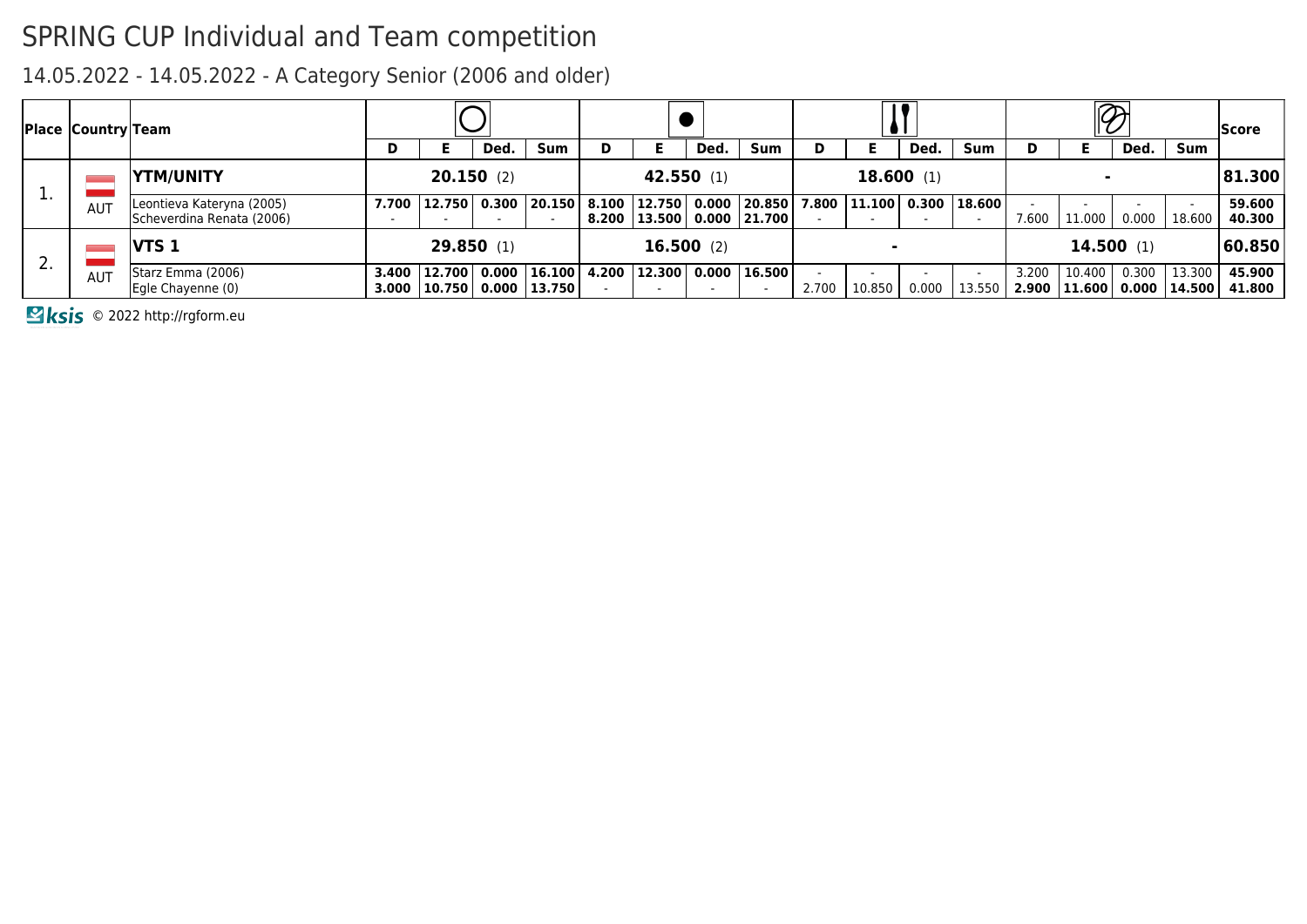# SPRING CUP Individual and Team competition

## 14.05.2022 - 14.05.2022 - A Category Senior (2006 and older)

| Place | Country | Team | Hoop D | Hoop E | Hoop Ded. | Hoop Sum | Ball D | Ball E | Ball Ded. | Ball Sum | Clubs D | Clubs E | Clubs Ded. | Clubs Sum | Ribbon D | Ribbon E | Ribbon Ded. | Ribbon Sum | Score |
|---|---|---|---|---|---|---|---|---|---|---|---|---|---|---|---|---|---|---|---|
| 1. | AUT | **YTM/UNITY** | **20.150** (2) | | | | **42.550** (1) | | | | **18.600** (1) | | | | - | | | | **81.300** |
| | | Leontieva Kateryna (2005) | **7.700** | **12.750** | **0.300** | **20.150** | **8.100** | **12.750** | **0.000** | **20.850** | **7.800** | **11.100** | **0.300** | **18.600** | - | - | - | - | **59.600** |
| | | Scheverdina Renata (2006) | - | - | - | - | **8.200** | **13.500** | **0.000** | **21.700** | - | - | - | - | 7.600 | 11.000 | 0.000 | 18.600 | **40.300** |
| 2. | AUT | **VTS 1** | **29.850** (1) | | | | **16.500** (2) | | | | - | | | | **14.500** (1) | | | | **60.850** |
| | | Starz Emma (2006) | **3.400** | **12.700** | **0.000** | **16.100** | **4.200** | **12.300** | **0.000** | **16.500** | - | - | - | - | 3.200 | 10.400 | 0.300 | 13.300 | **45.900** |
| | | Egle Chayenne (0) | **3.000** | **10.750** | **0.000** | **13.750** | - | - | - | - | 2.700 | 10.850 | 0.000 | 13.550 | **2.900** | **11.600** | **0.000** | **14.500** | **41.800** |

© 2022 http://rgform.eu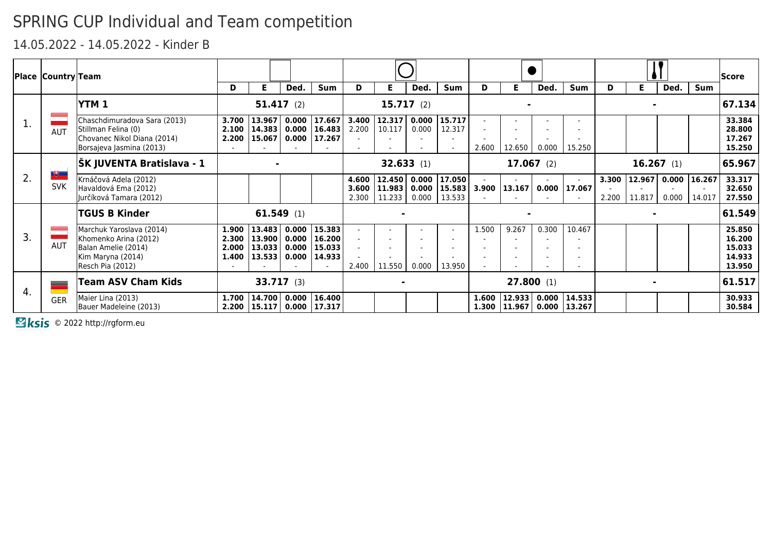# SPRING CUP Individual and Team competition

## 14.05.2022 - 14.05.2022 - Kinder B

| Place | Country | Team | D | E | Ded. | Sum | D | E | Ded. | Sum | D | E | Ded. | Sum | D | E | Ded. | Sum | Score |
|---|---|---|---|---|---|---|---|---|---|---|---|---|---|---|---|---|---|---|---|
| 1. | AUT | **YTM 1** | **51.417** (2) | | | | **15.717** (2) | | | | - | | | | - | | | | **67.134** |
| | | Chaschdimuradova Sara (2013) | **3.700** | **13.967** | **0.000** | **17.667** | **3.400** | **12.317** | **0.000** | **15.717** | - | - | - | - | | | | | **33.384** |
| | | Stillman Felina (0) | **2.100** | **14.383** | **0.000** | **16.483** | 2.200 | 10.117 | 0.000 | 12.317 | - | - | - | - | | | | | **28.800** |
| | | Chovanec Nikol Diana (2014) | **2.200** | **15.067** | **0.000** | **17.267** | - | - | - | - | - | - | - | - | | | | | **17.267** |
| | | Borsajeva Jasmina (2013) | - | - | - | - | - | - | - | - | 2.600 | 12.650 | 0.000 | 15.250 | | | | | **15.250** |
| 2. | SVK | **ŠK JUVENTA Bratislava - 1** | - | | | | **32.633** (1) | | | | **17.067** (2) | | | | **16.267** (1) | | | | **65.967** |
| | | Krnáčová Adela (2012) | | | | | **4.600** | **12.450** | **0.000** | **17.050** | - | - | - | - | **3.300** | **12.967** | **0.000** | **16.267** | **33.317** |
| | | Havaldová Ema (2012) | | | | | **3.600** | **11.983** | **0.000** | **15.583** | **3.900** | **13.167** | **0.000** | **17.067** | - | - | - | - | **32.650** |
| | | Jurčíková Tamara (2012) | | | | | 2.300 | 11.233 | 0.000 | 13.533 | - | - | - | - | 2.200 | 11.817 | 0.000 | 14.017 | **27.550** |
| 3. | AUT | **TGUS B Kinder** | **61.549** (1) | | | | - | | | | - | | | | - | | | | **61.549** |
| | | Marchuk Yaroslava (2014) | **1.900** | **13.483** | **0.000** | **15.383** | - | - | - | - | 1.500 | 9.267 | 0.300 | 10.467 | | | | | **25.850** |
| | | Khomenko Arina (2012) | **2.300** | **13.900** | **0.000** | **16.200** | - | - | - | - | - | - | - | - | | | | | **16.200** |
| | | Balan Amelie (2014) | **2.000** | **13.033** | **0.000** | **15.033** | - | - | - | - | - | - | - | - | | | | | **15.033** |
| | | Kim Maryna (2014) | **1.400** | **13.533** | **0.000** | **14.933** | - | - | - | - | - | - | - | - | | | | | **14.933** |
| | | Resch Pia (2012) | - | - | - | - | 2.400 | 11.550 | 0.000 | 13.950 | - | - | - | - | | | | | **13.950** |
| 4. | GER | **Team ASV Cham Kids** | **33.717** (3) | | | | - | | | | **27.800** (1) | | | | - | | | | **61.517** |
| | | Maier Lina (2013) | **1.700** | **14.700** | **0.000** | **16.400** | | | | | **1.600** | **12.933** | **0.000** | **14.533** | | | | | **30.933** |
| | | Bauer Madeleine (2013) | **2.200** | **15.117** | **0.000** | **17.317** | | | | | **1.300** | **11.967** | **0.000** | **13.267** | | | | | **30.584** |

ksis © 2022 http://rgform.eu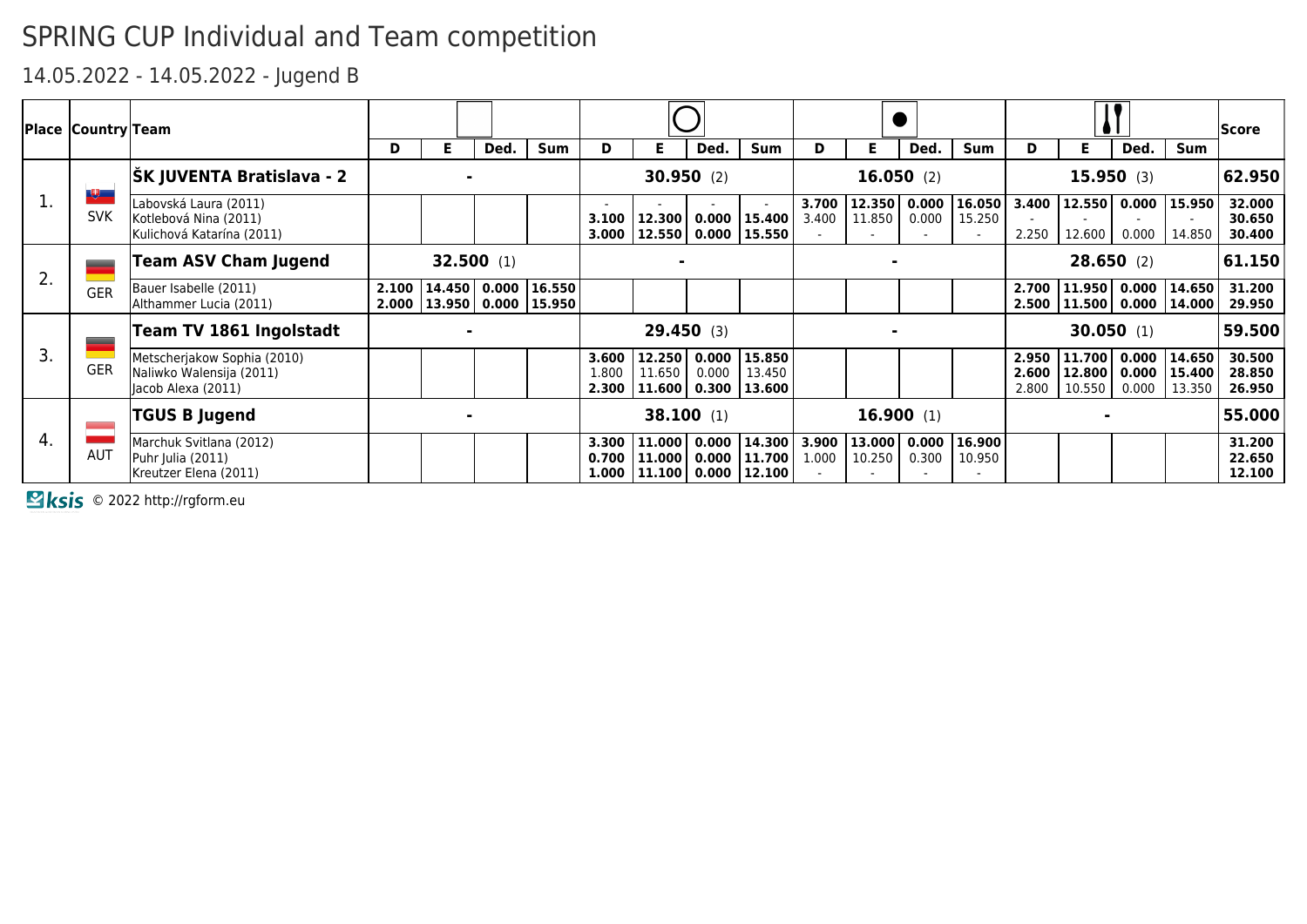# SPRING CUP Individual and Team competition

## 14.05.2022 - 14.05.2022 - Jugend B

| Place | Country | Team | Free hands D | Free hands E | Free hands Ded. | Free hands Sum | Hoop D | Hoop E | Hoop Ded. | Hoop Sum | Ball D | Ball E | Ball Ded. | Ball Sum | Clubs D | Clubs E | Clubs Ded. | Clubs Sum | Score |
|---|---|---|---|---|---|---|---|---|---|---|---|---|---|---|---|---|---|---|---|
| 1. | SVK | **ŠK JUVENTA Bratislava - 2** | - | | | | **30.950** (2) | | | | **16.050** (2) | | | | **15.950** (3) | | | | **62.950** |
| | | Labovská Laura (2011) | | | | | - | - | - | - | **3.700** | **12.350** | **0.000** | **16.050** | **3.400** | **12.550** | **0.000** | **15.950** | **32.000** |
| | | Kotlebová Nina (2011) | | | | | **3.100** | **12.300** | **0.000** | **15.400** | 3.400 | 11.850 | 0.000 | 15.250 | - | - | - | - | **30.650** |
| | | Kulichová Katarína (2011) | | | | | **3.000** | **12.550** | **0.000** | **15.550** | - | - | - | - | 2.250 | 12.600 | 0.000 | 14.850 | **30.400** |
| 2. | GER | **Team ASV Cham Jugend** | **32.500** (1) | | | | - | | | | - | | | | **28.650** (2) | | | | **61.150** |
| | | Bauer Isabelle (2011) | **2.100** | **14.450** | **0.000** | **16.550** | | | | | | | | | **2.700** | **11.950** | **0.000** | **14.650** | **31.200** |
| | | Althammer Lucia (2011) | **2.000** | **13.950** | **0.000** | **15.950** | | | | | | | | | **2.500** | **11.500** | **0.000** | **14.000** | **29.950** |
| 3. | GER | **Team TV 1861 Ingolstadt** | - | | | | **29.450** (3) | | | | - | | | | **30.050** (1) | | | | **59.500** |
| | | Metscherjakow Sophia (2010) | | | | | **3.600** | **12.250** | **0.000** | **15.850** | | | | | **2.950** | **11.700** | **0.000** | **14.650** | **30.500** |
| | | Naliwko Walensija (2011) | | | | | 1.800 | 11.650 | 0.000 | 13.450 | | | | | **2.600** | **12.800** | **0.000** | **15.400** | **28.850** |
| | | Jacob Alexa (2011) | | | | | **2.300** | **11.600** | **0.300** | **13.600** | | | | | 2.800 | 10.550 | 0.000 | 13.350 | **26.950** |
| 4. | AUT | **TGUS B Jugend** | - | | | | **38.100** (1) | | | | **16.900** (1) | | | | - | | | | **55.000** |
| | | Marchuk Svitlana (2012) | | | | | **3.300** | **11.000** | **0.000** | **14.300** | **3.900** | **13.000** | **0.000** | **16.900** | | | | | **31.200** |
| | | Puhr Julia (2011) | | | | | **0.700** | **11.000** | **0.000** | **11.700** | 1.000 | 10.250 | 0.300 | 10.950 | | | | | **22.650** |
| | | Kreutzer Elena (2011) | | | | | **1.000** | **11.100** | **0.000** | **12.100** | - | - | - | - | | | | | **12.100** |

ksis © 2022 http://rgform.eu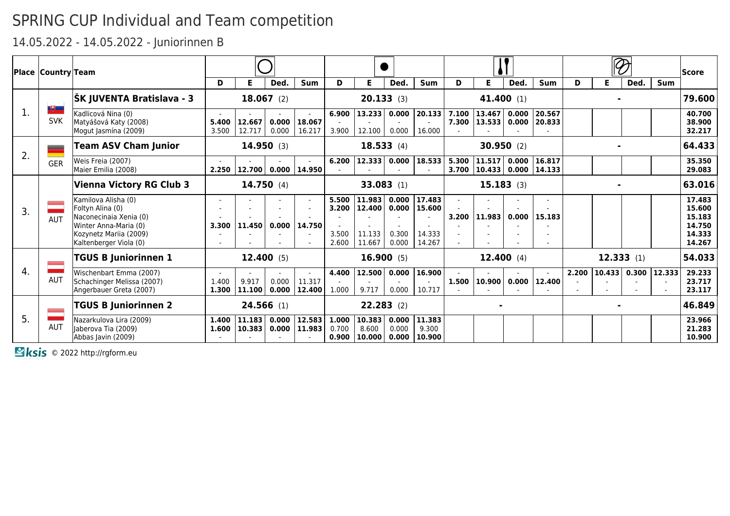# SPRING CUP Individual and Team competition

## 14.05.2022 - 14.05.2022 - Juniorinnen B

| Place | Country | Team | Hoop D | Hoop E | Hoop Ded. | Hoop Sum | Ball D | Ball E | Ball Ded. | Ball Sum | Clubs D | Clubs E | Clubs Ded. | Clubs Sum | Ribbon D | Ribbon E | Ribbon Ded. | Ribbon Sum | Score |
|---|---|---|---|---|---|---|---|---|---|---|---|---|---|---|---|---|---|---|---|
| 1. | SVK | **ŠK JUVENTA Bratislava - 3** | **18.067** (2) | | | | **20.133** (3) | | | | **41.400** (1) | | | | - | | | | **79.600** |
| | | Kadlicová Nina (0) | - | - | - | - | **6.900** | **13.233** | **0.000** | **20.133** | **7.100** | **13.467** | **0.000** | **20.567** | | | | | **40.700** |
| | | Matyášová Katy (2008) | **5.400** | **12.667** | **0.000** | **18.067** | - | - | - | - | **7.300** | **13.533** | **0.000** | **20.833** | | | | | **38.900** |
| | | Mogut Jasmína (2009) | 3.500 | 12.717 | 0.000 | 16.217 | 3.900 | 12.100 | 0.000 | 16.000 | - | - | - | - | | | | | **32.217** |
| 2. | GER | **Team ASV Cham Junior** | **14.950** (3) | | | | **18.533** (4) | | | | **30.950** (2) | | | | - | | | | **64.433** |
| | | Weis Freia (2007) | - | - | - | - | **6.200** | **12.333** | **0.000** | **18.533** | **5.300** | **11.517** | **0.000** | **16.817** | | | | | **35.350** |
| | | Maier Emilia (2008) | **2.250** | **12.700** | **0.000** | **14.950** | - | - | - | - | **3.700** | **10.433** | **0.000** | **14.133** | | | | | **29.083** |
| 3. | AUT | **Vienna Victory RG Club 3** | **14.750** (4) | | | | **33.083** (1) | | | | **15.183** (3) | | | | - | | | | **63.016** |
| | | Kamilova Alisha (0) | - | - | - | - | **5.500** | **11.983** | **0.000** | **17.483** | - | - | - | - | | | | | **17.483** |
| | | Foltyn Alina (0) | - | - | - | - | **3.200** | **12.400** | **0.000** | **15.600** | - | - | - | - | | | | | **15.600** |
| | | Naconecinaia Xenia (0) | - | - | - | - | - | - | - | - | **3.200** | **11.983** | **0.000** | **15.183** | | | | | **15.183** |
| | | Winter Anna-Maria (0) | **3.300** | **11.450** | **0.000** | **14.750** | - | - | - | - | - | - | - | - | | | | | **14.750** |
| | | Kozynetz Mariia (2009) | - | - | - | - | 3.500 | 11.133 | 0.300 | 14.333 | - | - | - | - | | | | | **14.333** |
| | | Kaltenberger Viola (0) | - | - | - | - | 2.600 | 11.667 | 0.000 | 14.267 | - | - | - | - | | | | | **14.267** |
| 4. | AUT | **TGUS B Juniorinnen 1** | **12.400** (5) | | | | **16.900** (5) | | | | **12.400** (4) | | | | **12.333** (1) | | | | **54.033** |
| | | Wischenbart Emma (2007) | - | - | - | - | **4.400** | **12.500** | **0.000** | **16.900** | - | - | - | - | **2.200** | **10.433** | **0.300** | **12.333** | **29.233** |
| | | Schachinger Melissa (2007) | 1.400 | 9.917 | 0.000 | 11.317 | - | - | - | - | **1.500** | **10.900** | **0.000** | **12.400** | - | - | - | - | **23.717** |
| | | Angerbauer Greta (2007) | **1.300** | **11.100** | **0.000** | **12.400** | 1.000 | 9.717 | 0.000 | 10.717 | - | - | - | - | - | - | - | - | **23.117** |
| 5. | AUT | **TGUS B Juniorinnen 2** | **24.566** (1) | | | | **22.283** (2) | | | | - | | | | - | | | | **46.849** |
| | | Nazarkulova Lira (2009) | **1.400** | **11.183** | **0.000** | **12.583** | **1.000** | **10.383** | **0.000** | **11.383** | | | | | | | | | **23.966** |
| | | Jaberova Tia (2009) | **1.600** | **10.383** | **0.000** | **11.983** | 0.700 | 8.600 | 0.000 | 9.300 | | | | | | | | | **21.283** |
| | | Abbas Javin (2009) | - | - | - | - | **0.900** | **10.000** | **0.000** | **10.900** | | | | | | | | | **10.900** |

Ksis © 2022 http://rgform.eu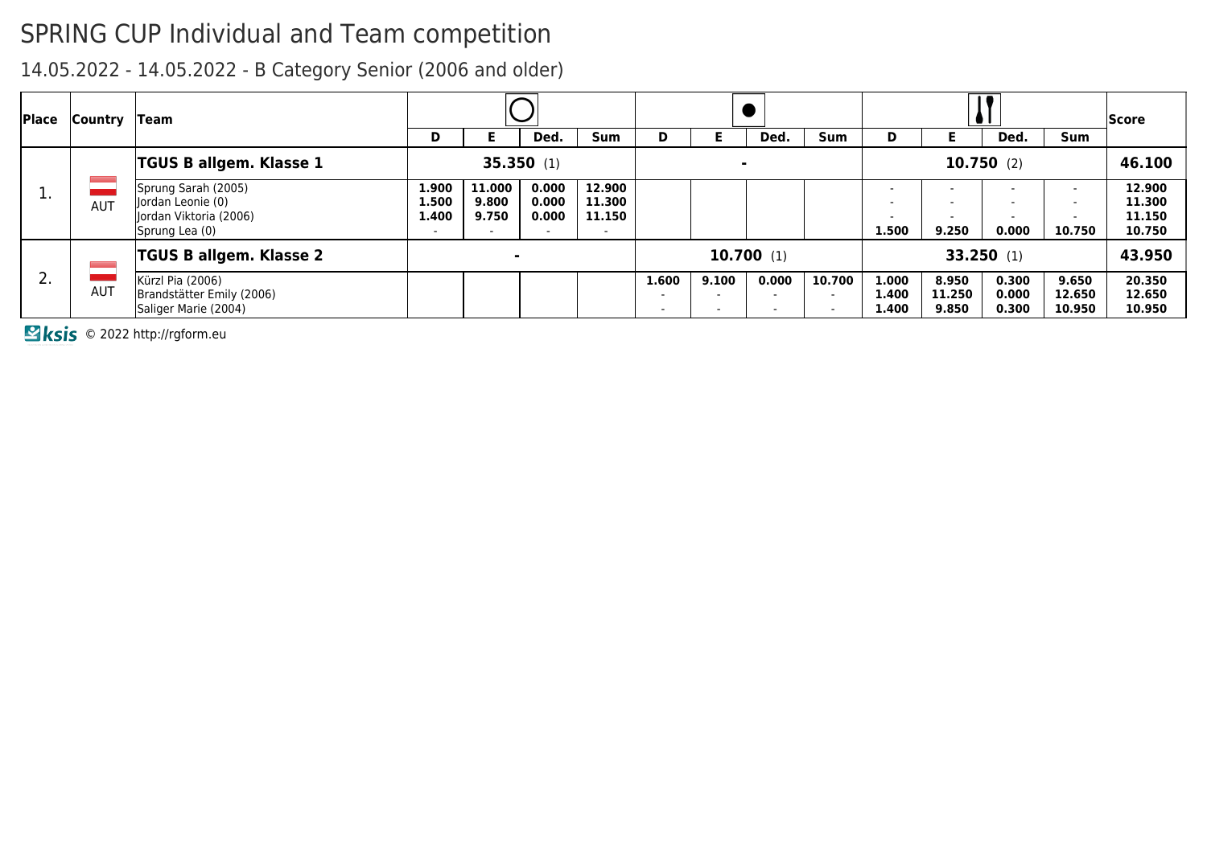# SPRING CUP Individual and Team competition

## 14.05.2022 - 14.05.2022 - B Category Senior (2006 and older)

| Place | Country | Team | Hoop D | Hoop E | Hoop Ded. | Hoop Sum | Ball D | Ball E | Ball Ded. | Ball Sum | Clubs D | Clubs E | Clubs Ded. | Clubs Sum | Score |
|---|---|---|---|---|---|---|---|---|---|---|---|---|---|---|---|
| 1. | AUT | **TGUS B allgem. Klasse 1** | **35.350** (1) | | | | - | | | | **10.750** (2) | | | | **46.100** |
| | | Sprung Sarah (2005) | 1.900 | 11.000 | 0.000 | 12.900 | | | | | - | - | - | - | 12.900 |
| | | Jordan Leonie (0) | 1.500 | 9.800 | 0.000 | 11.300 | | | | | - | - | - | - | 11.300 |
| | | Jordan Viktoria (2006) | 1.400 | 9.750 | 0.000 | 11.150 | | | | | - | - | - | - | 11.150 |
| | | Sprung Lea (0) | - | - | - | - | | | | | 1.500 | 9.250 | 0.000 | 10.750 | 10.750 |
| 2. | AUT | **TGUS B allgem. Klasse 2** | - | | | | **10.700** (1) | | | | **33.250** (1) | | | | **43.950** |
| | | Kürzl Pia (2006) | | | | | 1.600 | 9.100 | 0.000 | 10.700 | 1.000 | 8.950 | 0.300 | 9.650 | 20.350 |
| | | Brandstätter Emily (2006) | | | | | - | - | - | - | 1.400 | 11.250 | 0.000 | 12.650 | 12.650 |
| | | Saliger Marie (2004) | | | | | - | - | - | - | 1.400 | 9.850 | 0.300 | 10.950 | 10.950 |

© 2022 http://rgform.eu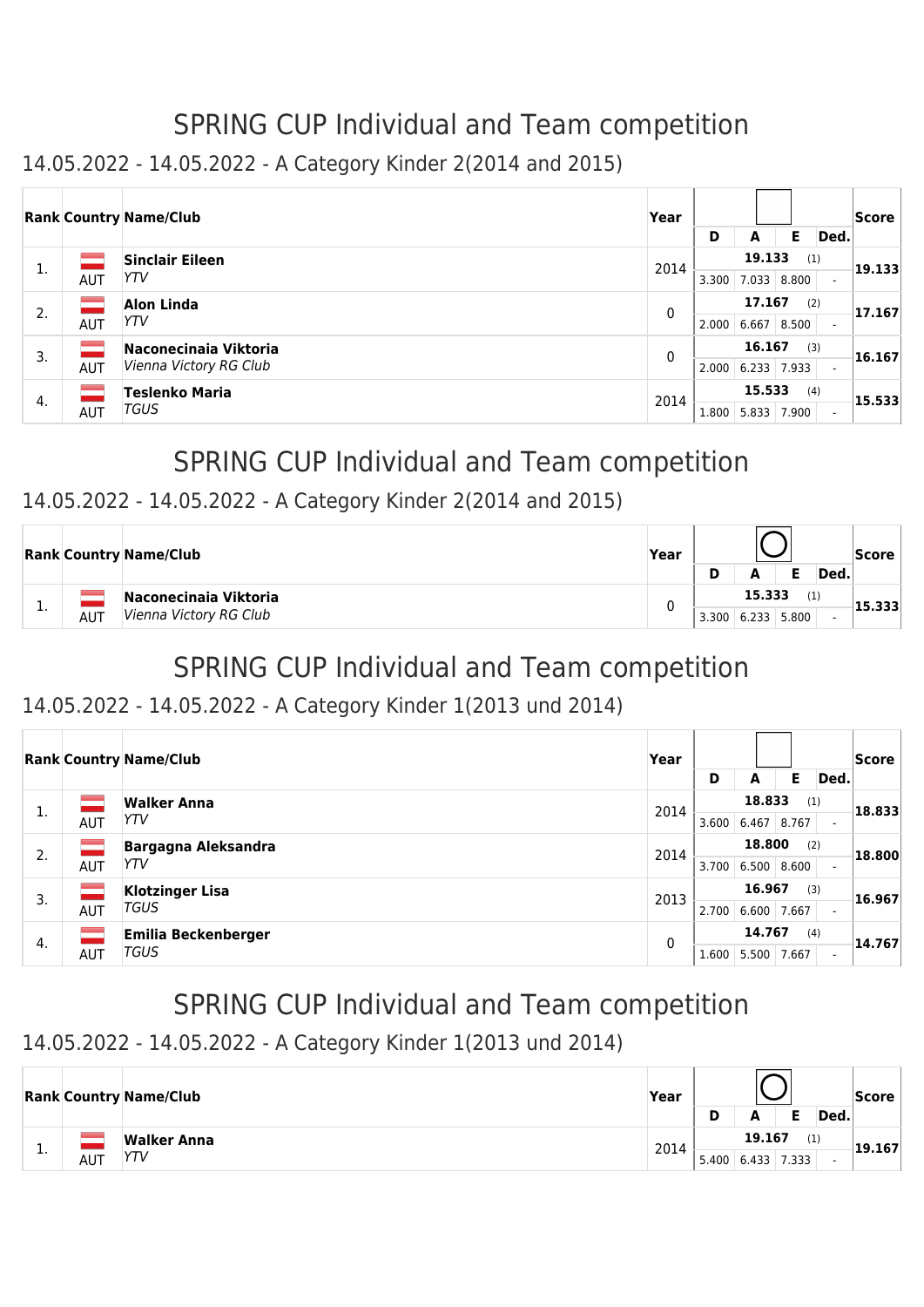# SPRING CUP Individual and Team competition

## 14.05.2022 - 14.05.2022 - A Category Kinder 2(2014 and 2015)

| Rank | Country | Name/Club | Year | D | A | E | Ded. | Score |
|---|---|---|---|---|---|---|---|---|
| 1. | AUT | **Sinclair Eileen** *YTV* | 2014 | 19.133 (1) | | | | 19.133 |
| | | | | 3.300 | 7.033 | 8.800 | - | |
| 2. | AUT | **Alon Linda** *YTV* | 0 | 17.167 (2) | | | | 17.167 |
| | | | | 2.000 | 6.667 | 8.500 | - | |
| 3. | AUT | **Naconecinaia Viktoria** *Vienna Victory RG Club* | 0 | 16.167 (3) | | | | 16.167 |
| | | | | 2.000 | 6.233 | 7.933 | - | |
| 4. | AUT | **Teslenko Maria** *TGUS* | 2014 | 15.533 (4) | | | | 15.533 |
| | | | | 1.800 | 5.833 | 7.900 | - | |

# SPRING CUP Individual and Team competition

## 14.05.2022 - 14.05.2022 - A Category Kinder 2(2014 and 2015)

| Rank | Country | Name/Club | Year | D | A | E | Ded. | Score |
|---|---|---|---|---|---|---|---|---|
| 1. | AUT | **Naconecinaia Viktoria** *Vienna Victory RG Club* | 0 | 15.333 (1) | | | | 15.333 |
| | | | | 3.300 | 6.233 | 5.800 | - | |

# SPRING CUP Individual and Team competition

## 14.05.2022 - 14.05.2022 - A Category Kinder 1(2013 und 2014)

| Rank | Country | Name/Club | Year | D | A | E | Ded. | Score |
|---|---|---|---|---|---|---|---|---|
| 1. | AUT | **Walker Anna** *YTV* | 2014 | 18.833 (1) | | | | 18.833 |
| | | | | 3.600 | 6.467 | 8.767 | - | |
| 2. | AUT | **Bargagna Aleksandra** *YTV* | 2014 | 18.800 (2) | | | | 18.800 |
| | | | | 3.700 | 6.500 | 8.600 | - | |
| 3. | AUT | **Klotzinger Lisa** *TGUS* | 2013 | 16.967 (3) | | | | 16.967 |
| | | | | 2.700 | 6.600 | 7.667 | - | |
| 4. | AUT | **Emilia Beckenberger** *TGUS* | 0 | 14.767 (4) | | | | 14.767 |
| | | | | 1.600 | 5.500 | 7.667 | - | |

# SPRING CUP Individual and Team competition

## 14.05.2022 - 14.05.2022 - A Category Kinder 1(2013 und 2014)

| Rank | Country | Name/Club | Year | D | A | E | Ded. | Score |
|---|---|---|---|---|---|---|---|---|
| 1. | AUT | **Walker Anna** *YTV* | 2014 | 19.167 (1) | | | | 19.167 |
| | | | | 5.400 | 6.433 | 7.333 | - | |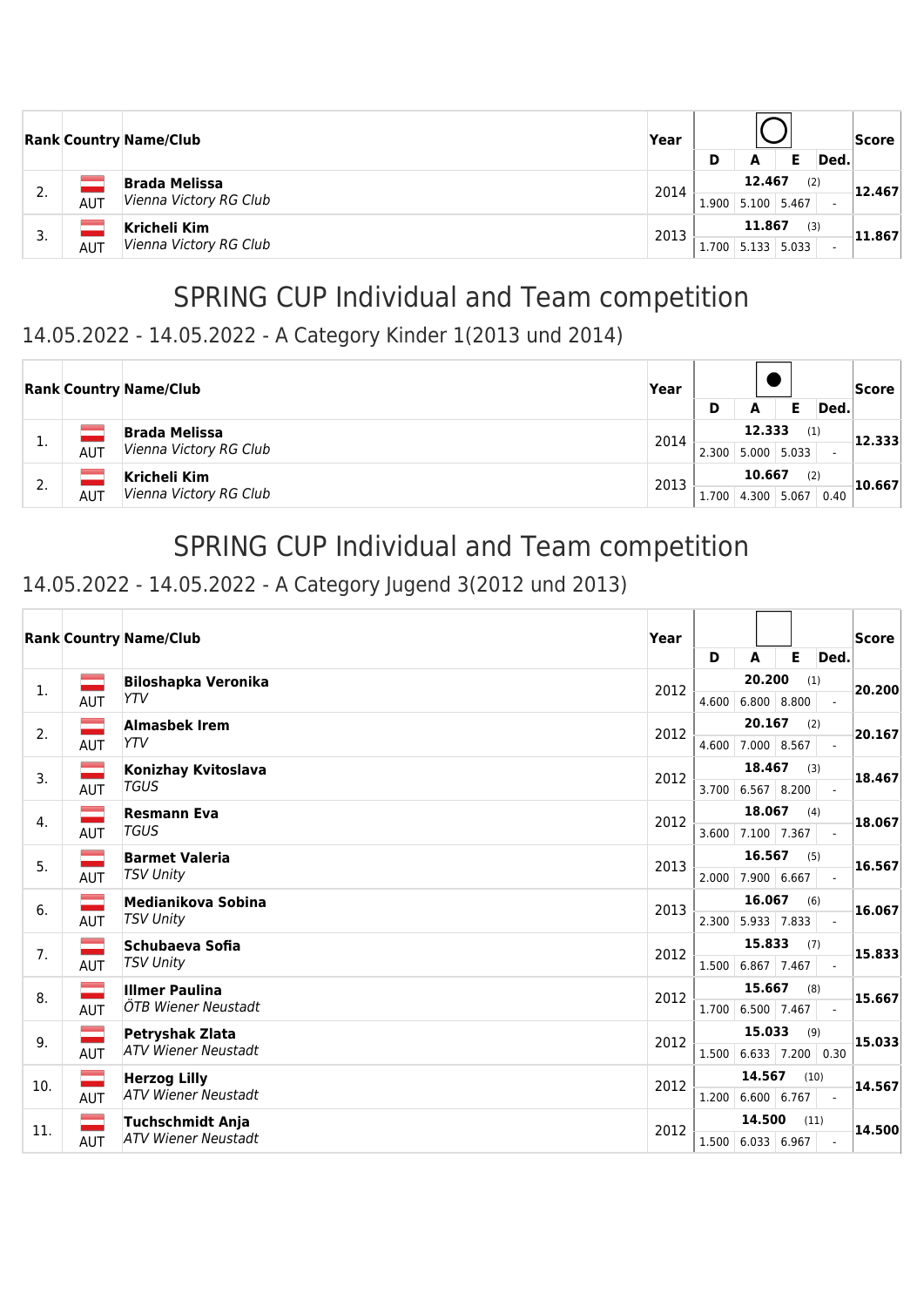| Rank | Country | Name/Club | Year | ○ | | | | Score |
|---|---|---|---|---|---|---|---|---|
| | | | | D | A | E | Ded. | |
| 2. | AUT | **Brada Melissa** *Vienna Victory RG Club* | 2014 | **12.467** (2) | | | | **12.467** |
| | | | | 1.900 | 5.100 | 5.467 | - | |
| 3. | AUT | **Kricheli Kim** *Vienna Victory RG Club* | 2013 | **11.867** (3) | | | | **11.867** |
| | | | | 1.700 | 5.133 | 5.033 | - | |

# SPRING CUP Individual and Team competition

## 14.05.2022 - 14.05.2022 - A Category Kinder 1(2013 und 2014)

| Rank | Country | Name/Club | Year | ● | | | | Score |
|---|---|---|---|---|---|---|---|---|
| | | | | D | A | E | Ded. | |
| 1. | AUT | **Brada Melissa** *Vienna Victory RG Club* | 2014 | **12.333** (1) | | | | **12.333** |
| | | | | 2.300 | 5.000 | 5.033 | - | |
| 2. | AUT | **Kricheli Kim** *Vienna Victory RG Club* | 2013 | **10.667** (2) | | | | **10.667** |
| | | | | 1.700 | 4.300 | 5.067 | 0.40 | |

# SPRING CUP Individual and Team competition

## 14.05.2022 - 14.05.2022 - A Category Jugend 3(2012 und 2013)

| Rank | Country | Name/Club | Year | □ | | | | Score |
|---|---|---|---|---|---|---|---|---|
| | | | | D | A | E | Ded. | |
| 1. | AUT | **Biloshapka Veronika** *YTV* | 2012 | **20.200** (1) | | | | **20.200** |
| | | | | 4.600 | 6.800 | 8.800 | - | |
| 2. | AUT | **Almasbek Irem** *YTV* | 2012 | **20.167** (2) | | | | **20.167** |
| | | | | 4.600 | 7.000 | 8.567 | - | |
| 3. | AUT | **Konizhay Kvitoslava** *TGUS* | 2012 | **18.467** (3) | | | | **18.467** |
| | | | | 3.700 | 6.567 | 8.200 | - | |
| 4. | AUT | **Resmann Eva** *TGUS* | 2012 | **18.067** (4) | | | | **18.067** |
| | | | | 3.600 | 7.100 | 7.367 | - | |
| 5. | AUT | **Barmet Valeria** *TSV Unity* | 2013 | **16.567** (5) | | | | **16.567** |
| | | | | 2.000 | 7.900 | 6.667 | - | |
| 6. | AUT | **Medianikova Sobina** *TSV Unity* | 2013 | **16.067** (6) | | | | **16.067** |
| | | | | 2.300 | 5.933 | 7.833 | - | |
| 7. | AUT | **Schubaeva Sofia** *TSV Unity* | 2012 | **15.833** (7) | | | | **15.833** |
| | | | | 1.500 | 6.867 | 7.467 | - | |
| 8. | AUT | **Illmer Paulina** *ÖTB Wiener Neustadt* | 2012 | **15.667** (8) | | | | **15.667** |
| | | | | 1.700 | 6.500 | 7.467 | - | |
| 9. | AUT | **Petryshak Zlata** *ATV Wiener Neustadt* | 2012 | **15.033** (9) | | | | **15.033** |
| | | | | 1.500 | 6.633 | 7.200 | 0.30 | |
| 10. | AUT | **Herzog Lilly** *ATV Wiener Neustadt* | 2012 | **14.567** (10) | | | | **14.567** |
| | | | | 1.200 | 6.600 | 6.767 | - | |
| 11. | AUT | **Tuchschmidt Anja** *ATV Wiener Neustadt* | 2012 | **14.500** (11) | | | | **14.500** |
| | | | | 1.500 | 6.033 | 6.967 | - | |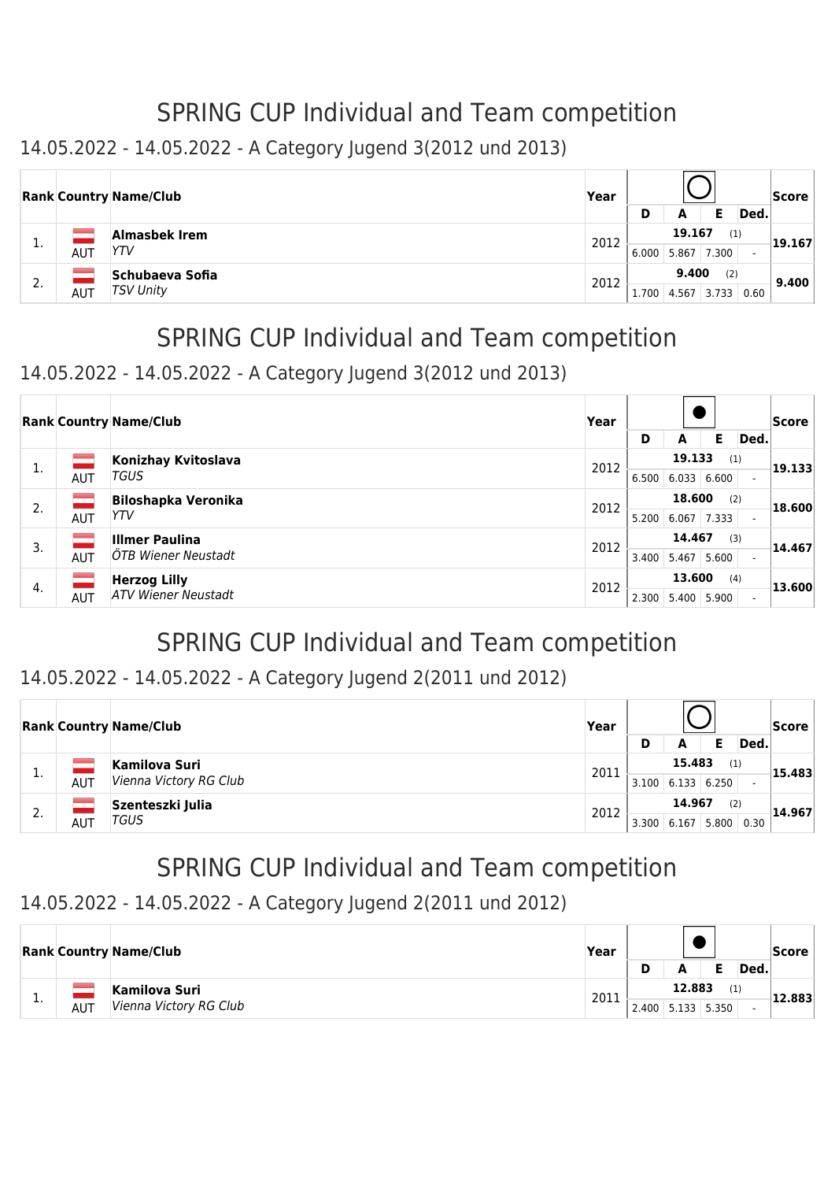# SPRING CUP Individual and Team competition

## 14.05.2022 - 14.05.2022 - A Category Jugend 3(2012 und 2013)

| Rank | Country | Name/Club | Year | ◯ | | | | Score |
|---|---|---|---|---|---|---|---|---|
| | | | | D | A | E | Ded. | |
| 1. | AUT | **Almasbek Irem** *YTV* | 2012 | 19.167 (1) | | | | 19.167 |
| | | | | 6.000 | 5.867 | 7.300 | - | |
| 2. | AUT | **Schubaeva Sofia** *TSV Unity* | 2012 | 9.400 (2) | | | | 9.400 |
| | | | | 1.700 | 4.567 | 3.733 | 0.60 | |

# SPRING CUP Individual and Team competition

## 14.05.2022 - 14.05.2022 - A Category Jugend 3(2012 und 2013)

| Rank | Country | Name/Club | Year | ● | | | | Score |
|---|---|---|---|---|---|---|---|---|
| | | | | D | A | E | Ded. | |
| 1. | AUT | **Konizhay Kvitoslava** *TGUS* | 2012 | 19.133 (1) | | | | 19.133 |
| | | | | 6.500 | 6.033 | 6.600 | - | |
| 2. | AUT | **Biloshapka Veronika** *YTV* | 2012 | 18.600 (2) | | | | 18.600 |
| | | | | 5.200 | 6.067 | 7.333 | - | |
| 3. | AUT | **Illmer Paulina** *ÖTB Wiener Neustadt* | 2012 | 14.467 (3) | | | | 14.467 |
| | | | | 3.400 | 5.467 | 5.600 | - | |
| 4. | AUT | **Herzog Lilly** *ATV Wiener Neustadt* | 2012 | 13.600 (4) | | | | 13.600 |
| | | | | 2.300 | 5.400 | 5.900 | - | |

# SPRING CUP Individual and Team competition

## 14.05.2022 - 14.05.2022 - A Category Jugend 2(2011 und 2012)

| Rank | Country | Name/Club | Year | ◯ | | | | Score |
|---|---|---|---|---|---|---|---|---|
| | | | | D | A | E | Ded. | |
| 1. | AUT | **Kamilova Suri** *Vienna Victory RG Club* | 2011 | 15.483 (1) | | | | 15.483 |
| | | | | 3.100 | 6.133 | 6.250 | - | |
| 2. | AUT | **Szenteszki Julia** *TGUS* | 2012 | 14.967 (2) | | | | 14.967 |
| | | | | 3.300 | 6.167 | 5.800 | 0.30 | |

# SPRING CUP Individual and Team competition

## 14.05.2022 - 14.05.2022 - A Category Jugend 2(2011 und 2012)

| Rank | Country | Name/Club | Year | ● | | | | Score |
|---|---|---|---|---|---|---|---|---|
| | | | | D | A | E | Ded. | |
| 1. | AUT | **Kamilova Suri** *Vienna Victory RG Club* | 2011 | 12.883 (1) | | | | 12.883 |
| | | | | 2.400 | 5.133 | 5.350 | - | |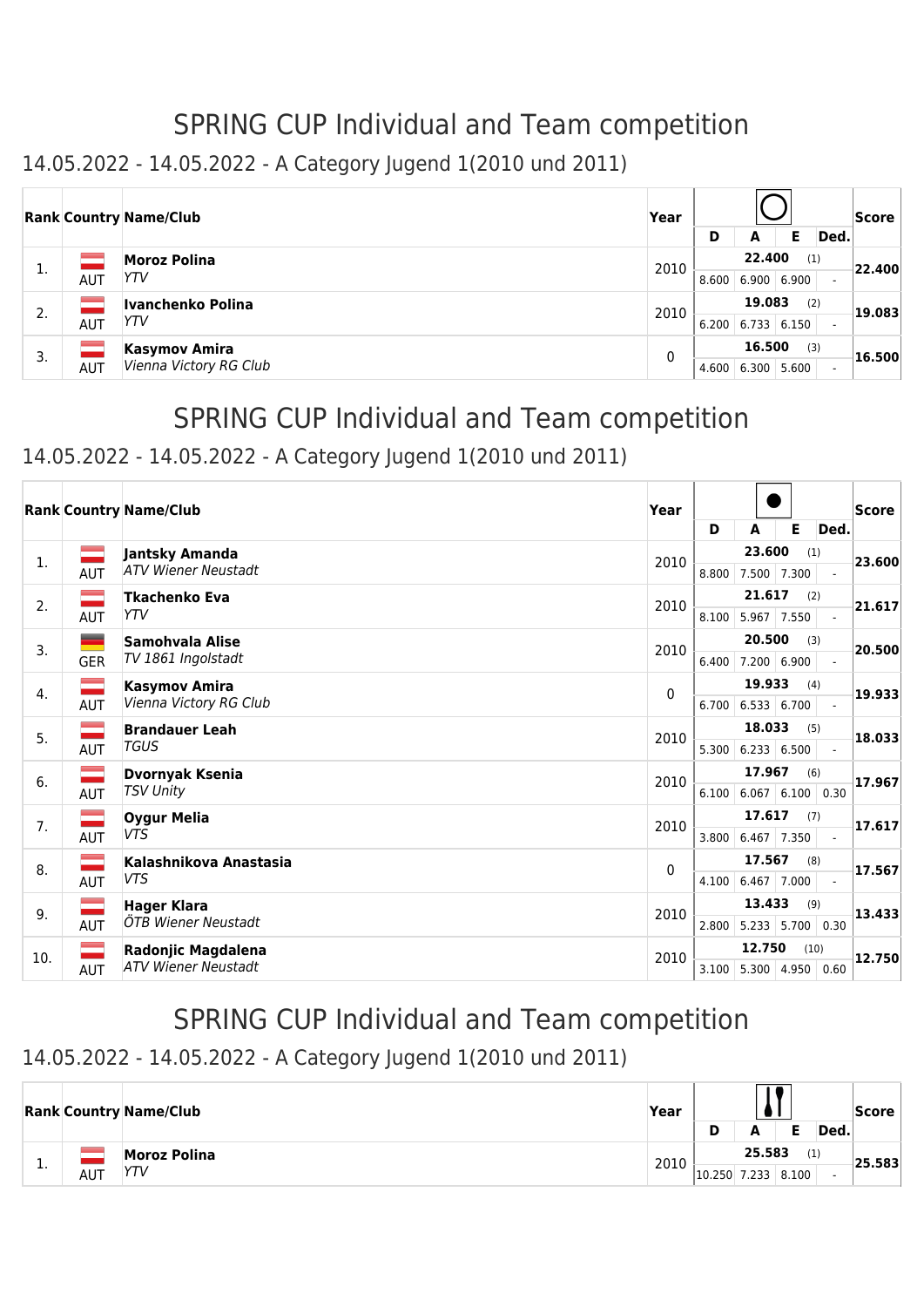# SPRING CUP Individual and Team competition

## 14.05.2022 - 14.05.2022 - A Category Jugend 1(2010 und 2011)

| Rank | Country | Name/Club | Year | D | A | E | Ded. | Score |
|---|---|---|---|---|---|---|---|---|
| | | | | 22.400 (1) | | | | |
| 1. | AUT | **Moroz Polina** *YTV* | 2010 | 8.600 | 6.900 | 6.900 | - | 22.400 |
| | | | | 19.083 (2) | | | | |
| 2. | AUT | **Ivanchenko Polina** *YTV* | 2010 | 6.200 | 6.733 | 6.150 | - | 19.083 |
| | | | | 16.500 (3) | | | | |
| 3. | AUT | **Kasymov Amira** *Vienna Victory RG Club* | 0 | 4.600 | 6.300 | 5.600 | - | 16.500 |

# SPRING CUP Individual and Team competition

## 14.05.2022 - 14.05.2022 - A Category Jugend 1(2010 und 2011)

| Rank | Country | Name/Club | Year | D | A | E | Ded. | Score |
|---|---|---|---|---|---|---|---|---|
| | | | | 23.600 (1) | | | | |
| 1. | AUT | **Jantsky Amanda** *ATV Wiener Neustadt* | 2010 | 8.800 | 7.500 | 7.300 | - | 23.600 |
| | | | | 21.617 (2) | | | | |
| 2. | AUT | **Tkachenko Eva** *YTV* | 2010 | 8.100 | 5.967 | 7.550 | - | 21.617 |
| | | | | 20.500 (3) | | | | |
| 3. | GER | **Samohvala Alise** *TV 1861 Ingolstadt* | 2010 | 6.400 | 7.200 | 6.900 | - | 20.500 |
| | | | | 19.933 (4) | | | | |
| 4. | AUT | **Kasymov Amira** *Vienna Victory RG Club* | 0 | 6.700 | 6.533 | 6.700 | - | 19.933 |
| | | | | 18.033 (5) | | | | |
| 5. | AUT | **Brandauer Leah** *TGUS* | 2010 | 5.300 | 6.233 | 6.500 | - | 18.033 |
| | | | | 17.967 (6) | | | | |
| 6. | AUT | **Dvornyak Ksenia** *TSV Unity* | 2010 | 6.100 | 6.067 | 6.100 | 0.30 | 17.967 |
| | | | | 17.617 (7) | | | | |
| 7. | AUT | **Oygur Melia** *VTS* | 2010 | 3.800 | 6.467 | 7.350 | - | 17.617 |
| | | | | 17.567 (8) | | | | |
| 8. | AUT | **Kalashnikova Anastasia** *VTS* | 0 | 4.100 | 6.467 | 7.000 | - | 17.567 |
| | | | | 13.433 (9) | | | | |
| 9. | AUT | **Hager Klara** *ÖTB Wiener Neustadt* | 2010 | 2.800 | 5.233 | 5.700 | 0.30 | 13.433 |
| | | | | 12.750 (10) | | | | |
| 10. | AUT | **Radonjic Magdalena** *ATV Wiener Neustadt* | 2010 | 3.100 | 5.300 | 4.950 | 0.60 | 12.750 |

# SPRING CUP Individual and Team competition

## 14.05.2022 - 14.05.2022 - A Category Jugend 1(2010 und 2011)

| Rank | Country | Name/Club | Year | D | A | E | Ded. | Score |
|---|---|---|---|---|---|---|---|---|
| | | | | 25.583 (1) | | | | |
| 1. | AUT | **Moroz Polina** *YTV* | 2010 | 10.250 | 7.233 | 8.100 | - | 25.583 |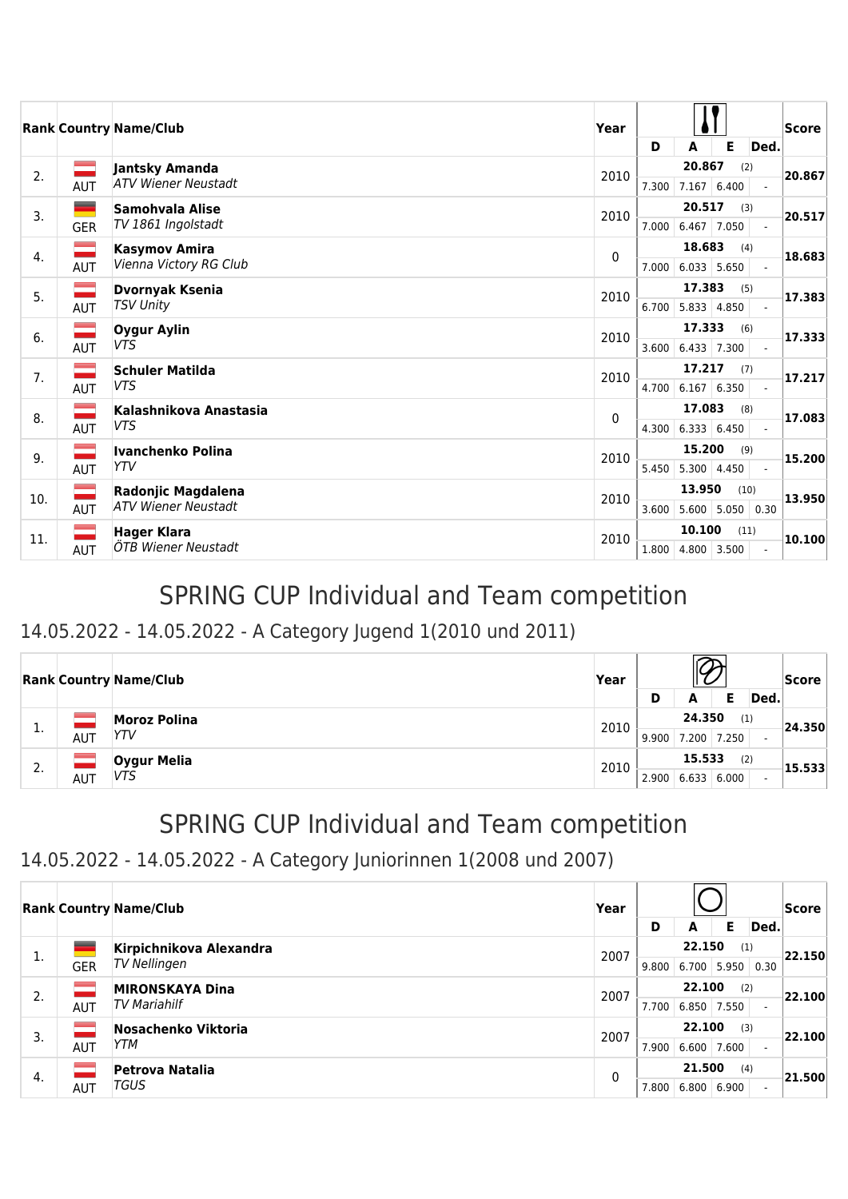| Rank | Country | Name/Club | Year | D | A | E | Ded. | Score |
|---|---|---|---|---|---|---|---|---|
| 2. | AUT | **Jantsky Amanda** *ATV Wiener Neustadt* | 2010 | 20.867 (2) | | | | 20.867 |
| | | | | 7.300 | 7.167 | 6.400 | - | |
| 3. | GER | **Samohvala Alise** *TV 1861 Ingolstadt* | 2010 | 20.517 (3) | | | | 20.517 |
| | | | | 7.000 | 6.467 | 7.050 | - | |
| 4. | AUT | **Kasymov Amira** *Vienna Victory RG Club* | 0 | 18.683 (4) | | | | 18.683 |
| | | | | 7.000 | 6.033 | 5.650 | - | |
| 5. | AUT | **Dvornyak Ksenia** *TSV Unity* | 2010 | 17.383 (5) | | | | 17.383 |
| | | | | 6.700 | 5.833 | 4.850 | - | |
| 6. | AUT | **Oygur Aylin** *VTS* | 2010 | 17.333 (6) | | | | 17.333 |
| | | | | 3.600 | 6.433 | 7.300 | - | |
| 7. | AUT | **Schuler Matilda** *VTS* | 2010 | 17.217 (7) | | | | 17.217 |
| | | | | 4.700 | 6.167 | 6.350 | - | |
| 8. | AUT | **Kalashnikova Anastasia** *VTS* | 0 | 17.083 (8) | | | | 17.083 |
| | | | | 4.300 | 6.333 | 6.450 | - | |
| 9. | AUT | **Ivanchenko Polina** *YTV* | 2010 | 15.200 (9) | | | | 15.200 |
| | | | | 5.450 | 5.300 | 4.450 | - | |
| 10. | AUT | **Radonjic Magdalena** *ATV Wiener Neustadt* | 2010 | 13.950 (10) | | | | 13.950 |
| | | | | 3.600 | 5.600 | 5.050 | 0.30 | |
| 11. | AUT | **Hager Klara** *ÖTB Wiener Neustadt* | 2010 | 10.100 (11) | | | | 10.100 |
| | | | | 1.800 | 4.800 | 3.500 | - | |

# SPRING CUP Individual and Team competition

## 14.05.2022 - 14.05.2022 - A Category Jugend 1(2010 und 2011)

| Rank | Country | Name/Club | Year | D | A | E | Ded. | Score |
|---|---|---|---|---|---|---|---|---|
| 1. | AUT | **Moroz Polina** *YTV* | 2010 | 24.350 (1) | | | | 24.350 |
| | | | | 9.900 | 7.200 | 7.250 | - | |
| 2. | AUT | **Oygur Melia** *VTS* | 2010 | 15.533 (2) | | | | 15.533 |
| | | | | 2.900 | 6.633 | 6.000 | - | |

# SPRING CUP Individual and Team competition

## 14.05.2022 - 14.05.2022 - A Category Juniorinnen 1(2008 und 2007)

| Rank | Country | Name/Club | Year | D | A | E | Ded. | Score |
|---|---|---|---|---|---|---|---|---|
| 1. | GER | **Kirpichnikova Alexandra** *TV Nellingen* | 2007 | 22.150 (1) | | | | 22.150 |
| | | | | 9.800 | 6.700 | 5.950 | 0.30 | |
| 2. | AUT | **MIRONSKAYA Dina** *TV Mariahilf* | 2007 | 22.100 (2) | | | | 22.100 |
| | | | | 7.700 | 6.850 | 7.550 | - | |
| 3. | AUT | **Nosachenko Viktoria** *YTM* | 2007 | 22.100 (3) | | | | 22.100 |
| | | | | 7.900 | 6.600 | 7.600 | - | |
| 4. | AUT | **Petrova Natalia** *TGUS* | 0 | 21.500 (4) | | | | 21.500 |
| | | | | 7.800 | 6.800 | 6.900 | - | |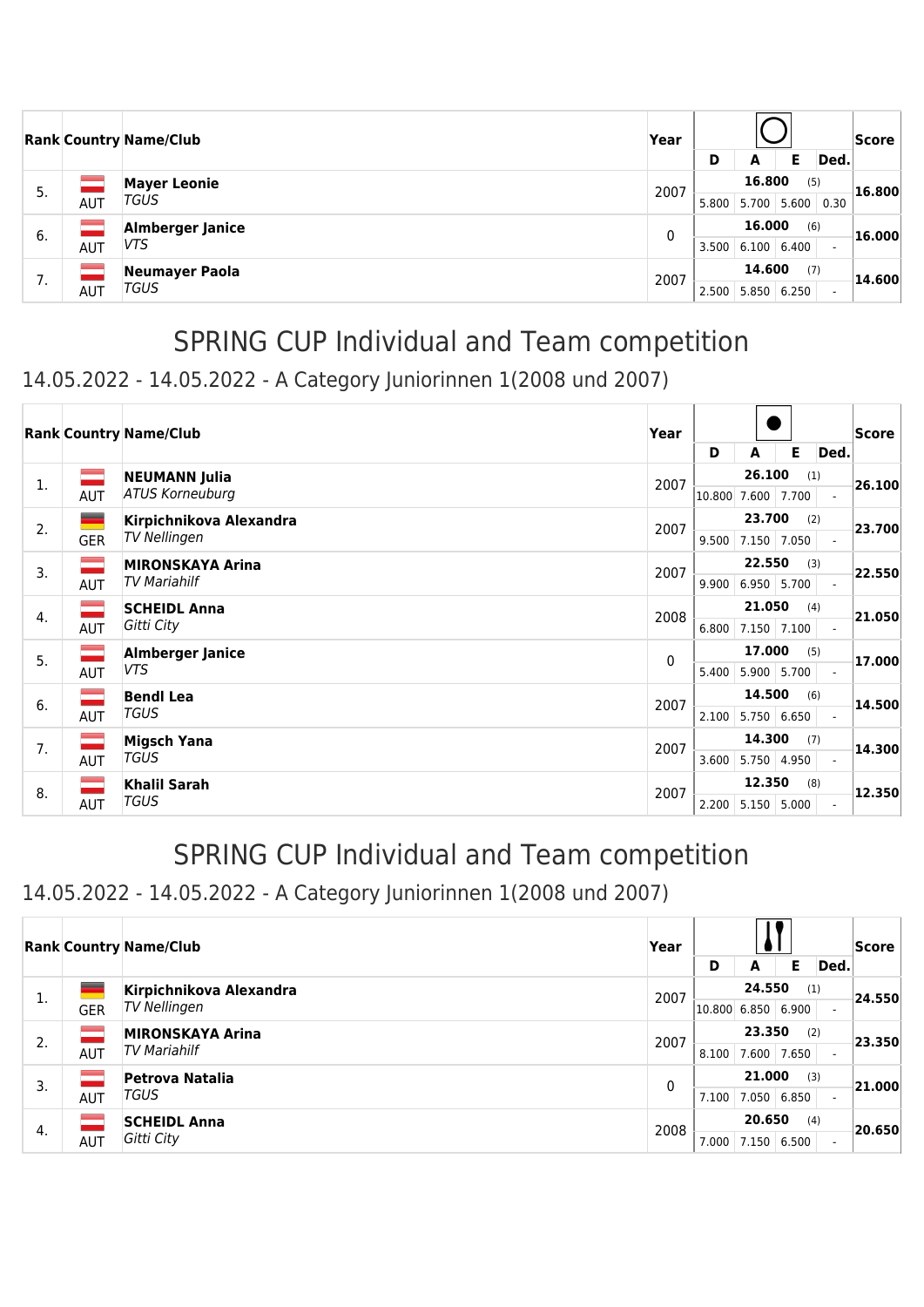| Rank | Country | Name/Club | Year | D | A | E | Ded. | Score |
|---|---|---|---|---|---|---|---|---|
| | | | | ◯ | | | | |
| 5. | AUT | **Mayer Leonie** *TGUS* | 2007 | **16.800** (5) | | | | **16.800** |
| | | | | 5.800 | 5.700 | 5.600 | 0.30 | |
| 6. | AUT | **Almberger Janice** *VTS* | 0 | **16.000** (6) | | | | **16.000** |
| | | | | 3.500 | 6.100 | 6.400 | - | |
| 7. | AUT | **Neumayer Paola** *TGUS* | 2007 | **14.600** (7) | | | | **14.600** |
| | | | | 2.500 | 5.850 | 6.250 | - | |

# SPRING CUP Individual and Team competition

## 14.05.2022 - 14.05.2022 - A Category Juniorinnen 1(2008 und 2007)

| Rank | Country | Name/Club | Year | D | A | E | Ded. | Score |
|---|---|---|---|---|---|---|---|---|
| | | | | ● | | | | |
| 1. | AUT | **NEUMANN Julia** *ATUS Korneuburg* | 2007 | **26.100** (1) | | | | **26.100** |
| | | | | 10.800 | 7.600 | 7.700 | - | |
| 2. | GER | **Kirpichnikova Alexandra** *TV Nellingen* | 2007 | **23.700** (2) | | | | **23.700** |
| | | | | 9.500 | 7.150 | 7.050 | - | |
| 3. | AUT | **MIRONSKAYA Arina** *TV Mariahilf* | 2007 | **22.550** (3) | | | | **22.550** |
| | | | | 9.900 | 6.950 | 5.700 | - | |
| 4. | AUT | **SCHEIDL Anna** *Gitti City* | 2008 | **21.050** (4) | | | | **21.050** |
| | | | | 6.800 | 7.150 | 7.100 | - | |
| 5. | AUT | **Almberger Janice** *VTS* | 0 | **17.000** (5) | | | | **17.000** |
| | | | | 5.400 | 5.900 | 5.700 | - | |
| 6. | AUT | **Bendl Lea** *TGUS* | 2007 | **14.500** (6) | | | | **14.500** |
| | | | | 2.100 | 5.750 | 6.650 | - | |
| 7. | AUT | **Migsch Yana** *TGUS* | 2007 | **14.300** (7) | | | | **14.300** |
| | | | | 3.600 | 5.750 | 4.950 | - | |
| 8. | AUT | **Khalil Sarah** *TGUS* | 2007 | **12.350** (8) | | | | **12.350** |
| | | | | 2.200 | 5.150 | 5.000 | - | |

# SPRING CUP Individual and Team competition

## 14.05.2022 - 14.05.2022 - A Category Juniorinnen 1(2008 und 2007)

| Rank | Country | Name/Club | Year | D | A | E | Ded. | Score |
|---|---|---|---|---|---|---|---|---|
| | | | | Clubs | | | | |
| 1. | GER | **Kirpichnikova Alexandra** *TV Nellingen* | 2007 | **24.550** (1) | | | | **24.550** |
| | | | | 10.800 | 6.850 | 6.900 | - | |
| 2. | AUT | **MIRONSKAYA Arina** *TV Mariahilf* | 2007 | **23.350** (2) | | | | **23.350** |
| | | | | 8.100 | 7.600 | 7.650 | - | |
| 3. | AUT | **Petrova Natalia** *TGUS* | 0 | **21.000** (3) | | | | **21.000** |
| | | | | 7.100 | 7.050 | 6.850 | - | |
| 4. | AUT | **SCHEIDL Anna** *Gitti City* | 2008 | **20.650** (4) | | | | **20.650** |
| | | | | 7.000 | 7.150 | 6.500 | - | |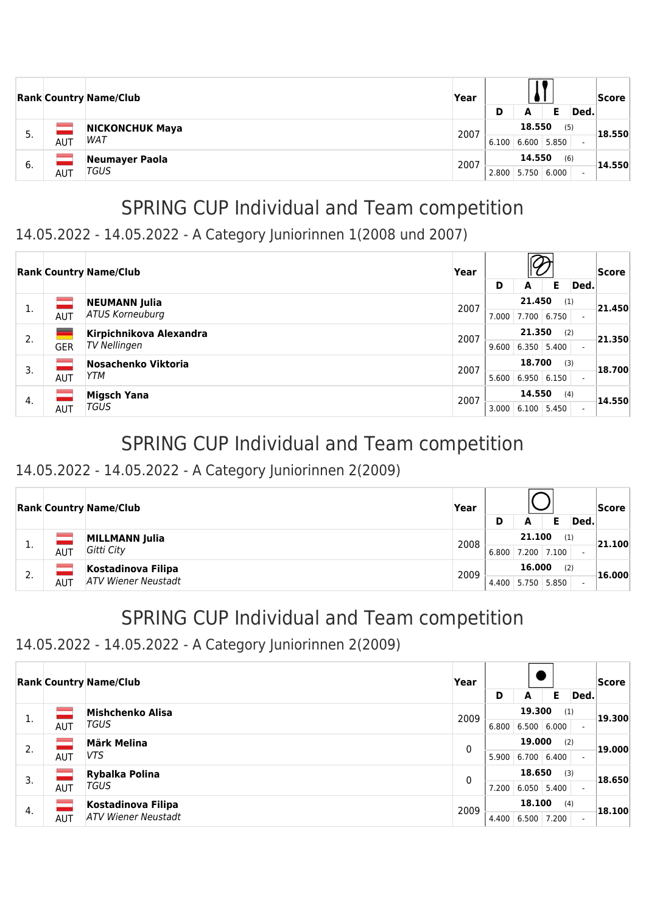| Rank | Country | Name/Club | Year | D | A | E | Ded. | Score |
|---|---|---|---|---|---|---|---|---|
| | | | | | (apparatus) | | | |
| 5. | AUT | **NICKONCHUK Maya**<br>*WAT* | 2007 | 18.550 (5) | | | | **18.550** |
| | | | | 6.100 | 6.600 | 5.850 | - | |
| 6. | AUT | **Neumayer Paola**<br>*TGUS* | 2007 | 14.550 (6) | | | | **14.550** |
| | | | | 2.800 | 5.750 | 6.000 | - | |

# SPRING CUP Individual and Team competition

## 14.05.2022 - 14.05.2022 - A Category Juniorinnen 1(2008 und 2007)

| Rank | Country | Name/Club | Year | D | A | E | Ded. | Score |
|---|---|---|---|---|---|---|---|---|
| | | | | | (apparatus) | | | |
| 1. | AUT | **NEUMANN Julia**<br>*ATUS Korneuburg* | 2007 | 21.450 (1) | | | | **21.450** |
| | | | | 7.000 | 7.700 | 6.750 | - | |
| 2. | GER | **Kirpichnikova Alexandra**<br>*TV Nellingen* | 2007 | 21.350 (2) | | | | **21.350** |
| | | | | 9.600 | 6.350 | 5.400 | - | |
| 3. | AUT | **Nosachenko Viktoria**<br>*YTM* | 2007 | 18.700 (3) | | | | **18.700** |
| | | | | 5.600 | 6.950 | 6.150 | - | |
| 4. | AUT | **Migsch Yana**<br>*TGUS* | 2007 | 14.550 (4) | | | | **14.550** |
| | | | | 3.000 | 6.100 | 5.450 | - | |

# SPRING CUP Individual and Team competition

## 14.05.2022 - 14.05.2022 - A Category Juniorinnen 2(2009)

| Rank | Country | Name/Club | Year | D | A | E | Ded. | Score |
|---|---|---|---|---|---|---|---|---|
| | | | | | (apparatus) | | | |
| 1. | AUT | **MILLMANN Julia**<br>*Gitti City* | 2008 | 21.100 (1) | | | | **21.100** |
| | | | | 6.800 | 7.200 | 7.100 | - | |
| 2. | AUT | **Kostadinova Filipa**<br>*ATV Wiener Neustadt* | 2009 | 16.000 (2) | | | | **16.000** |
| | | | | 4.400 | 5.750 | 5.850 | - | |

# SPRING CUP Individual and Team competition

## 14.05.2022 - 14.05.2022 - A Category Juniorinnen 2(2009)

| Rank | Country | Name/Club | Year | D | A | E | Ded. | Score |
|---|---|---|---|---|---|---|---|---|
| | | | | | (apparatus) | | | |
| 1. | AUT | **Mishchenko Alisa**<br>*TGUS* | 2009 | 19.300 (1) | | | | **19.300** |
| | | | | 6.800 | 6.500 | 6.000 | - | |
| 2. | AUT | **Märk Melina**<br>*VTS* | 0 | 19.000 (2) | | | | **19.000** |
| | | | | 5.900 | 6.700 | 6.400 | - | |
| 3. | AUT | **Rybalka Polina**<br>*TGUS* | 0 | 18.650 (3) | | | | **18.650** |
| | | | | 7.200 | 6.050 | 5.400 | - | |
| 4. | AUT | **Kostadinova Filipa**<br>*ATV Wiener Neustadt* | 2009 | 18.100 (4) | | | | **18.100** |
| | | | | 4.400 | 6.500 | 7.200 | - | |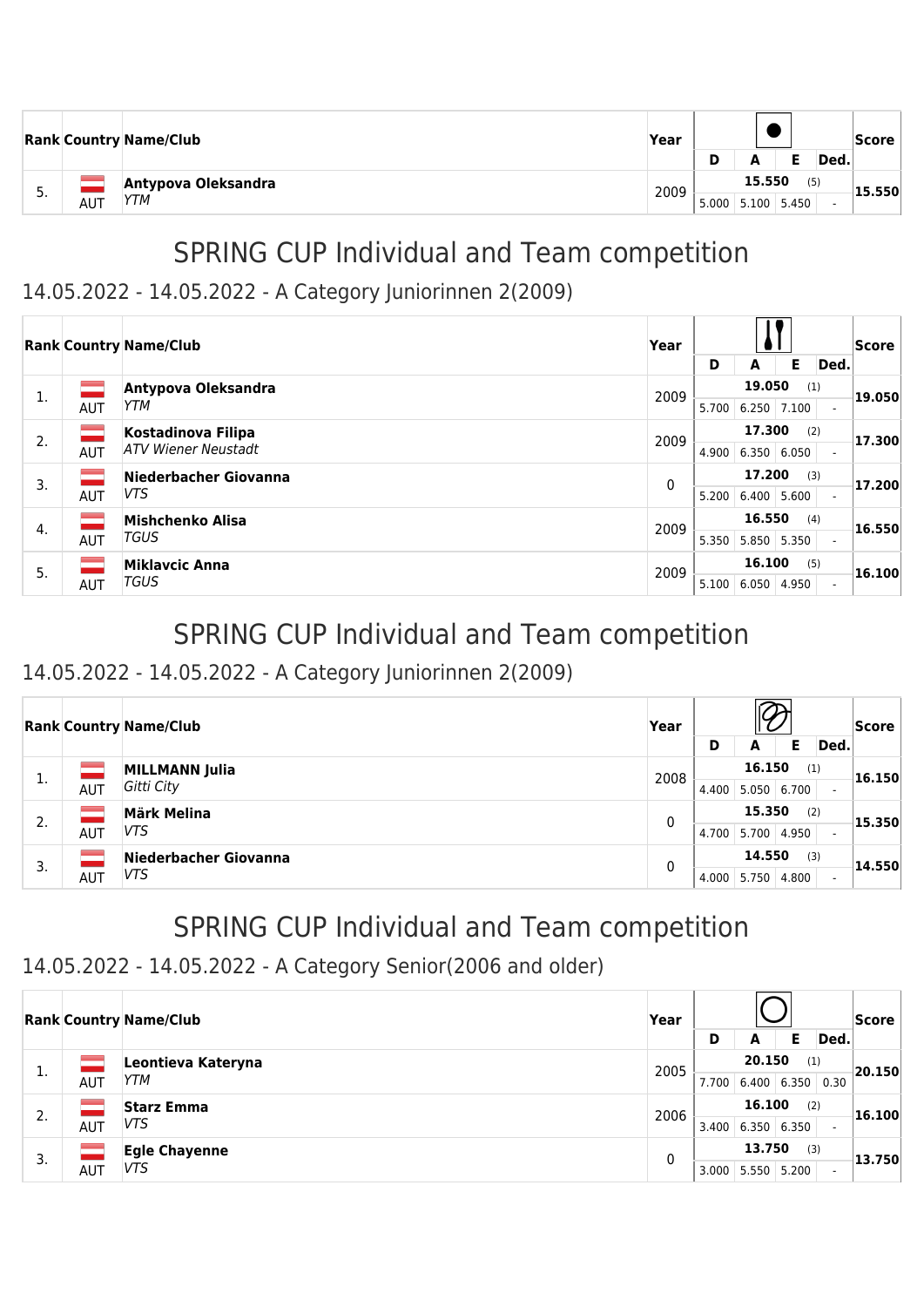| Rank | Country | Name/Club | Year | D | A | E | Ded. | Score |
|---|---|---|---|---|---|---|---|---|
| 5. | AUT | **Antypova Oleksandra** *YTM* | 2009 | 15.550 (5) | | | | 15.550 |
| | | | | 5.000 | 5.100 | 5.450 | - | |

# SPRING CUP Individual and Team competition

## 14.05.2022 - 14.05.2022 - A Category Juniorinnen 2(2009)

| Rank | Country | Name/Club | Year | D | A | E | Ded. | Score |
|---|---|---|---|---|---|---|---|---|
| 1. | AUT | **Antypova Oleksandra** *YTM* | 2009 | 19.050 (1) | | | | 19.050 |
| | | | | 5.700 | 6.250 | 7.100 | - | |
| 2. | AUT | **Kostadinova Filipa** *ATV Wiener Neustadt* | 2009 | 17.300 (2) | | | | 17.300 |
| | | | | 4.900 | 6.350 | 6.050 | - | |
| 3. | AUT | **Niederbacher Giovanna** *VTS* | 0 | 17.200 (3) | | | | 17.200 |
| | | | | 5.200 | 6.400 | 5.600 | - | |
| 4. | AUT | **Mishchenko Alisa** *TGUS* | 2009 | 16.550 (4) | | | | 16.550 |
| | | | | 5.350 | 5.850 | 5.350 | - | |
| 5. | AUT | **Miklavcic Anna** *TGUS* | 2009 | 16.100 (5) | | | | 16.100 |
| | | | | 5.100 | 6.050 | 4.950 | - | |

# SPRING CUP Individual and Team competition

## 14.05.2022 - 14.05.2022 - A Category Juniorinnen 2(2009)

| Rank | Country | Name/Club | Year | D | A | E | Ded. | Score |
|---|---|---|---|---|---|---|---|---|
| 1. | AUT | **MILLMANN Julia** *Gitti City* | 2008 | 16.150 (1) | | | | 16.150 |
| | | | | 4.400 | 5.050 | 6.700 | - | |
| 2. | AUT | **Märk Melina** *VTS* | 0 | 15.350 (2) | | | | 15.350 |
| | | | | 4.700 | 5.700 | 4.950 | - | |
| 3. | AUT | **Niederbacher Giovanna** *VTS* | 0 | 14.550 (3) | | | | 14.550 |
| | | | | 4.000 | 5.750 | 4.800 | - | |

# SPRING CUP Individual and Team competition

## 14.05.2022 - 14.05.2022 - A Category Senior(2006 and older)

| Rank | Country | Name/Club | Year | D | A | E | Ded. | Score |
|---|---|---|---|---|---|---|---|---|
| 1. | AUT | **Leontieva Kateryna** *YTM* | 2005 | 20.150 (1) | | | | 20.150 |
| | | | | 7.700 | 6.400 | 6.350 | 0.30 | |
| 2. | AUT | **Starz Emma** *VTS* | 2006 | 16.100 (2) | | | | 16.100 |
| | | | | 3.400 | 6.350 | 6.350 | - | |
| 3. | AUT | **Egle Chayenne** *VTS* | 0 | 13.750 (3) | | | | 13.750 |
| | | | | 3.000 | 5.550 | 5.200 | - | |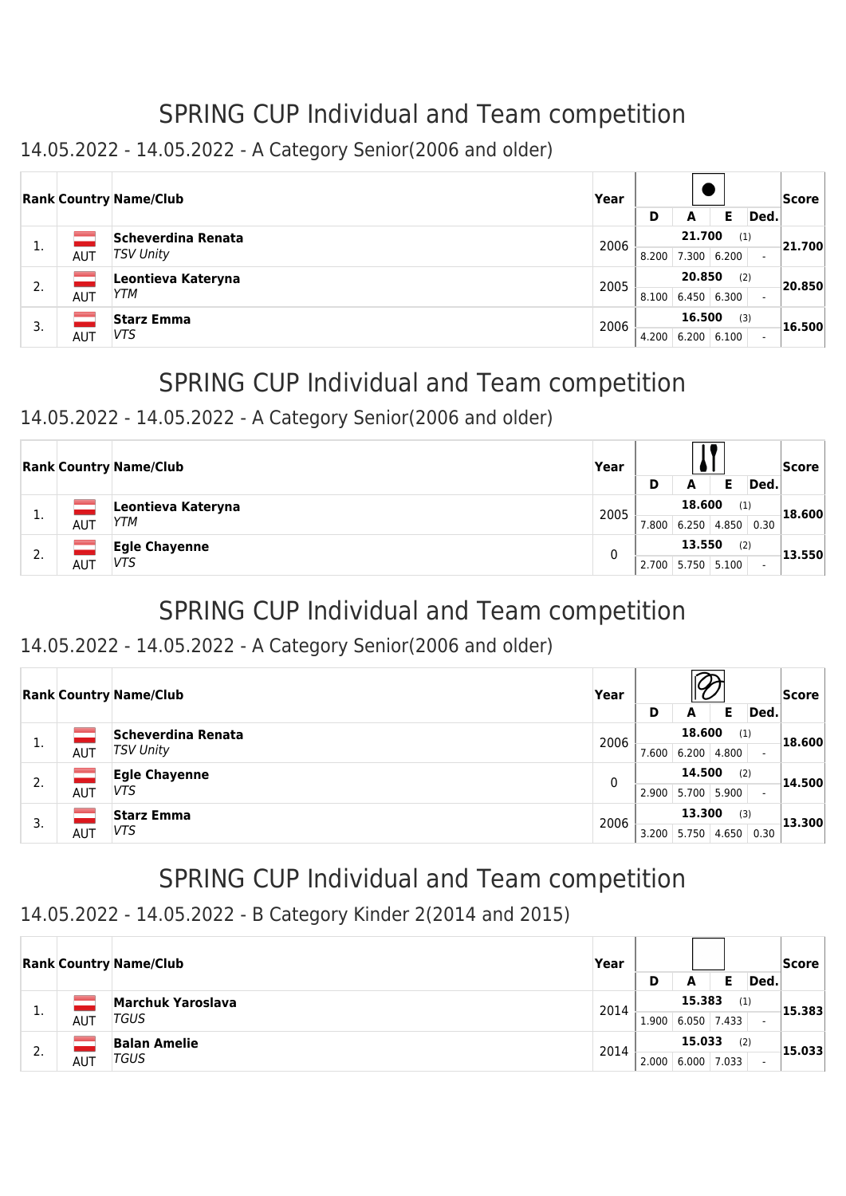# SPRING CUP Individual and Team competition

## 14.05.2022 - 14.05.2022 - A Category Senior(2006 and older)

| Rank | Country | Name/Club | Year | D | A | E | Ded. | Score |
|---|---|---|---|---|---|---|---|---|
| 1. | AUT | **Scheverdina Renata** *TSV Unity* | 2006 | **21.700** (1) | | | | **21.700** |
| | | | | 8.200 | 7.300 | 6.200 | - | |
| 2. | AUT | **Leontieva Kateryna** *YTM* | 2005 | **20.850** (2) | | | | **20.850** |
| | | | | 8.100 | 6.450 | 6.300 | - | |
| 3. | AUT | **Starz Emma** *VTS* | 2006 | **16.500** (3) | | | | **16.500** |
| | | | | 4.200 | 6.200 | 6.100 | - | |

# SPRING CUP Individual and Team competition

## 14.05.2022 - 14.05.2022 - A Category Senior(2006 and older)

| Rank | Country | Name/Club | Year | D | A | E | Ded. | Score |
|---|---|---|---|---|---|---|---|---|
| 1. | AUT | **Leontieva Kateryna** *YTM* | 2005 | **18.600** (1) | | | | **18.600** |
| | | | | 7.800 | 6.250 | 4.850 | 0.30 | |
| 2. | AUT | **Egle Chayenne** *VTS* | 0 | **13.550** (2) | | | | **13.550** |
| | | | | 2.700 | 5.750 | 5.100 | - | |

# SPRING CUP Individual and Team competition

## 14.05.2022 - 14.05.2022 - A Category Senior(2006 and older)

| Rank | Country | Name/Club | Year | D | A | E | Ded. | Score |
|---|---|---|---|---|---|---|---|---|
| 1. | AUT | **Scheverdina Renata** *TSV Unity* | 2006 | **18.600** (1) | | | | **18.600** |
| | | | | 7.600 | 6.200 | 4.800 | - | |
| 2. | AUT | **Egle Chayenne** *VTS* | 0 | **14.500** (2) | | | | **14.500** |
| | | | | 2.900 | 5.700 | 5.900 | - | |
| 3. | AUT | **Starz Emma** *VTS* | 2006 | **13.300** (3) | | | | **13.300** |
| | | | | 3.200 | 5.750 | 4.650 | 0.30 | |

# SPRING CUP Individual and Team competition

## 14.05.2022 - 14.05.2022 - B Category Kinder 2(2014 and 2015)

| Rank | Country | Name/Club | Year | D | A | E | Ded. | Score |
|---|---|---|---|---|---|---|---|---|
| 1. | AUT | **Marchuk Yaroslava** *TGUS* | 2014 | **15.383** (1) | | | | **15.383** |
| | | | | 1.900 | 6.050 | 7.433 | - | |
| 2. | AUT | **Balan Amelie** *TGUS* | 2014 | **15.033** (2) | | | | **15.033** |
| | | | | 2.000 | 6.000 | 7.033 | - | |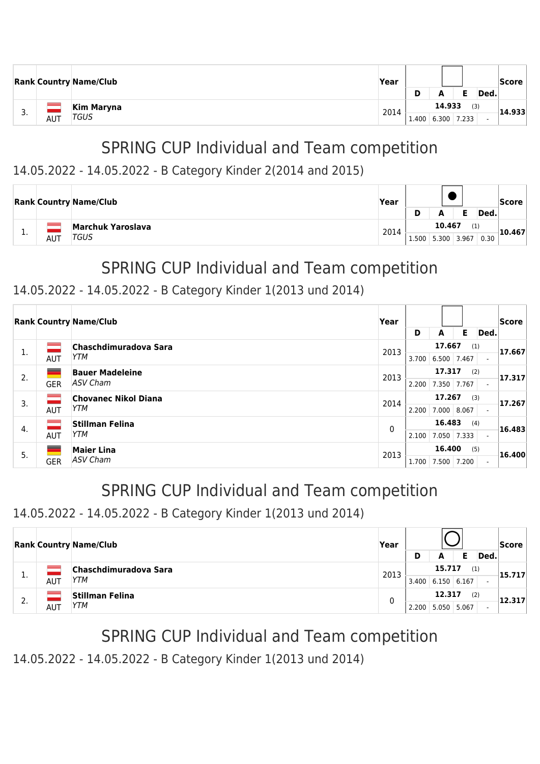| Rank | Country | Name/Club | Year | D | A | E | Ded. | Score |
|---|---|---|---|---|---|---|---|---|
| 3. | AUT | **Kim Maryna** *TGUS* | 2014 | 14.933 (3) | | | | 14.933 |
| | | | | 1.400 | 6.300 | 7.233 | - | |

# SPRING CUP Individual and Team competition

## 14.05.2022 - 14.05.2022 - B Category Kinder 2(2014 and 2015)

| Rank | Country | Name/Club | Year | D | A | E | Ded. | Score |
|---|---|---|---|---|---|---|---|---|
| 1. | AUT | **Marchuk Yaroslava** *TGUS* | 2014 | 10.467 (1) | | | | 10.467 |
| | | | | 1.500 | 5.300 | 3.967 | 0.30 | |

# SPRING CUP Individual and Team competition

## 14.05.2022 - 14.05.2022 - B Category Kinder 1(2013 und 2014)

| Rank | Country | Name/Club | Year | D | A | E | Ded. | Score |
|---|---|---|---|---|---|---|---|---|
| 1. | AUT | **Chaschdimuradova Sara** *YTM* | 2013 | 17.667 (1) | | | | 17.667 |
| | | | | 3.700 | 6.500 | 7.467 | - | |
| 2. | GER | **Bauer Madeleine** *ASV Cham* | 2013 | 17.317 (2) | | | | 17.317 |
| | | | | 2.200 | 7.350 | 7.767 | - | |
| 3. | AUT | **Chovanec Nikol Diana** *YTM* | 2014 | 17.267 (3) | | | | 17.267 |
| | | | | 2.200 | 7.000 | 8.067 | - | |
| 4. | AUT | **Stillman Felina** *YTM* | 0 | 16.483 (4) | | | | 16.483 |
| | | | | 2.100 | 7.050 | 7.333 | - | |
| 5. | GER | **Maier Lina** *ASV Cham* | 2013 | 16.400 (5) | | | | 16.400 |
| | | | | 1.700 | 7.500 | 7.200 | - | |

# SPRING CUP Individual and Team competition

## 14.05.2022 - 14.05.2022 - B Category Kinder 1(2013 und 2014)

| Rank | Country | Name/Club | Year | D | A | E | Ded. | Score |
|---|---|---|---|---|---|---|---|---|
| 1. | AUT | **Chaschdimuradova Sara** *YTM* | 2013 | 15.717 (1) | | | | 15.717 |
| | | | | 3.400 | 6.150 | 6.167 | - | |
| 2. | AUT | **Stillman Felina** *YTM* | 0 | 12.317 (2) | | | | 12.317 |
| | | | | 2.200 | 5.050 | 5.067 | - | |

# SPRING CUP Individual and Team competition

## 14.05.2022 - 14.05.2022 - B Category Kinder 1(2013 und 2014)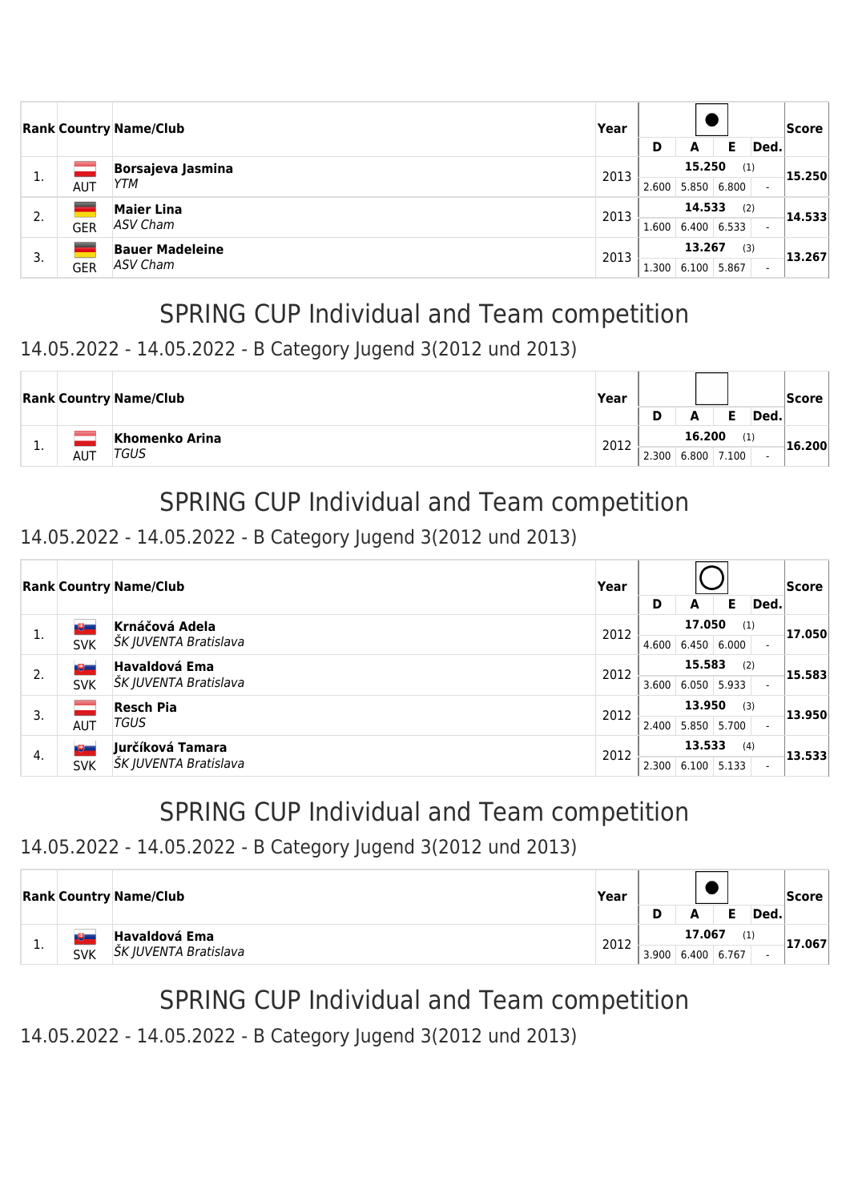| Rank | Country | Name/Club | Year | ● | | | | Score |
|---|---|---|---|---|---|---|---|---|
| | | | | D | A | E | Ded. | |
| 1. | AUT | **Borsajeva Jasmina** *YTM* | 2013 | **15.250** (1) | | | | **15.250** |
| | | | | 2.600 | 5.850 | 6.800 | - | |
| 2. | GER | **Maier Lina** *ASV Cham* | 2013 | **14.533** (2) | | | | **14.533** |
| | | | | 1.600 | 6.400 | 6.533 | - | |
| 3. | GER | **Bauer Madeleine** *ASV Cham* | 2013 | **13.267** (3) | | | | **13.267** |
| | | | | 1.300 | 6.100 | 5.867 | - | |

# SPRING CUP Individual and Team competition

## 14.05.2022 - 14.05.2022 - B Category Jugend 3(2012 und 2013)

| Rank | Country | Name/Club | Year | □ | | | | Score |
|---|---|---|---|---|---|---|---|---|
| | | | | D | A | E | Ded. | |
| 1. | AUT | **Khomenko Arina** *TGUS* | 2012 | **16.200** (1) | | | | **16.200** |
| | | | | 2.300 | 6.800 | 7.100 | - | |

# SPRING CUP Individual and Team competition

## 14.05.2022 - 14.05.2022 - B Category Jugend 3(2012 und 2013)

| Rank | Country | Name/Club | Year | ○ | | | | Score |
|---|---|---|---|---|---|---|---|---|
| | | | | D | A | E | Ded. | |
| 1. | SVK | **Krnáčová Adela** *ŠK JUVENTA Bratislava* | 2012 | **17.050** (1) | | | | **17.050** |
| | | | | 4.600 | 6.450 | 6.000 | - | |
| 2. | SVK | **Havaldová Ema** *ŠK JUVENTA Bratislava* | 2012 | **15.583** (2) | | | | **15.583** |
| | | | | 3.600 | 6.050 | 5.933 | - | |
| 3. | AUT | **Resch Pia** *TGUS* | 2012 | **13.950** (3) | | | | **13.950** |
| | | | | 2.400 | 5.850 | 5.700 | - | |
| 4. | SVK | **Jurčíková Tamara** *ŠK JUVENTA Bratislava* | 2012 | **13.533** (4) | | | | **13.533** |
| | | | | 2.300 | 6.100 | 5.133 | - | |

# SPRING CUP Individual and Team competition

## 14.05.2022 - 14.05.2022 - B Category Jugend 3(2012 und 2013)

| Rank | Country | Name/Club | Year | ● | | | | Score |
|---|---|---|---|---|---|---|---|---|
| | | | | D | A | E | Ded. | |
| 1. | SVK | **Havaldová Ema** *ŠK JUVENTA Bratislava* | 2012 | **17.067** (1) | | | | **17.067** |
| | | | | 3.900 | 6.400 | 6.767 | - | |

# SPRING CUP Individual and Team competition

## 14.05.2022 - 14.05.2022 - B Category Jugend 3(2012 und 2013)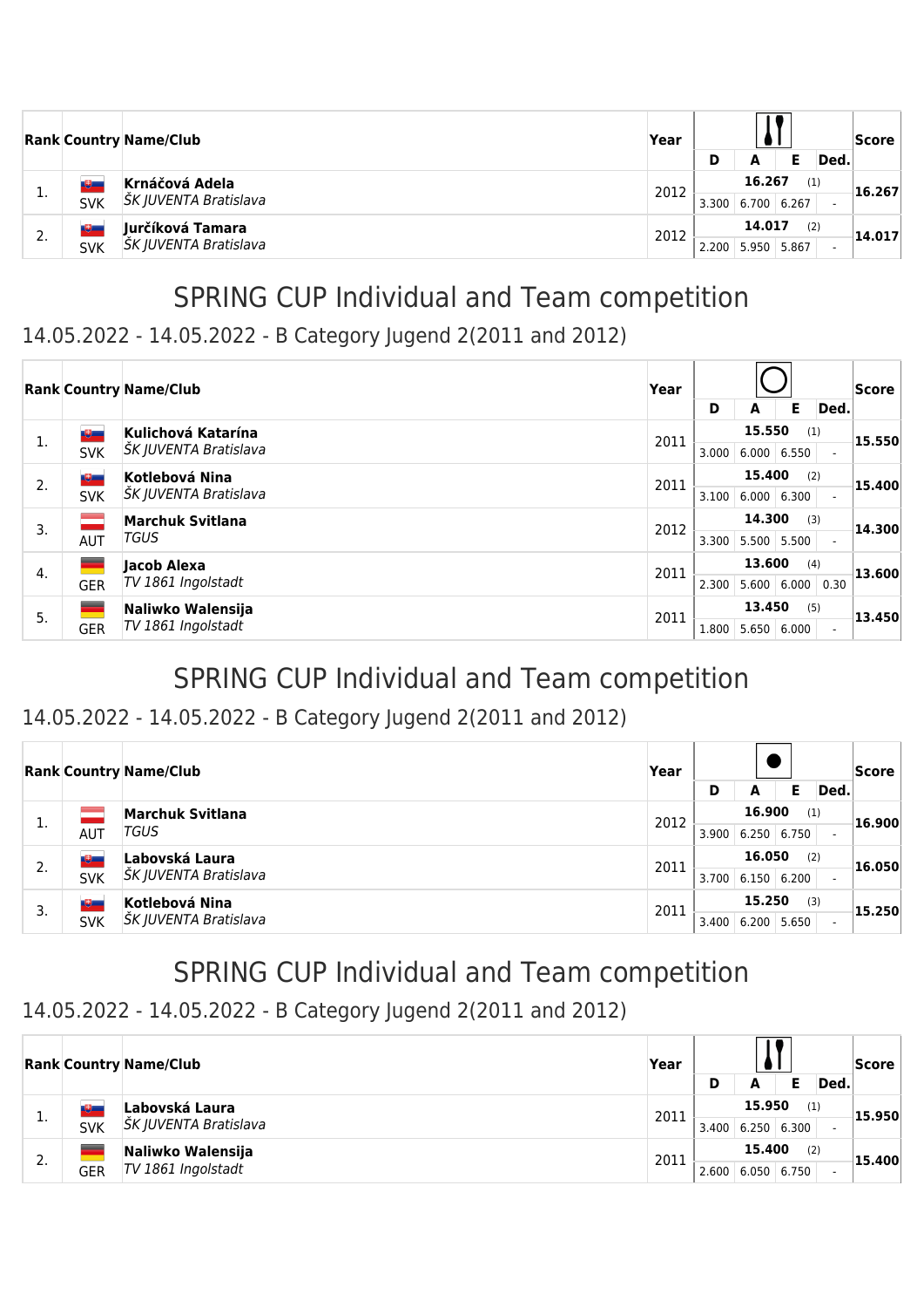| Rank | Country | Name/Club | Year | D | A | E | Ded. | Score |
|---|---|---|---|---|---|---|---|---|
| 1. | SVK | **Krnáčová Adela** *ŠK JUVENTA Bratislava* | 2012 | 3.300 | 6.700 | 6.267 | - | **16.267** (1) |
| 2. | SVK | **Jurčíková Tamara** *ŠK JUVENTA Bratislava* | 2012 | 2.200 | 5.950 | 5.867 | - | **14.017** (2) |

# SPRING CUP Individual and Team competition

## 14.05.2022 - 14.05.2022 - B Category Jugend 2(2011 and 2012)

| Rank | Country | Name/Club | Year | D | A | E | Ded. | Score |
|---|---|---|---|---|---|---|---|---|
| 1. | SVK | **Kulichová Katarína** *ŠK JUVENTA Bratislava* | 2011 | 3.000 | 6.000 | 6.550 | - | **15.550** (1) |
| 2. | SVK | **Kotlebová Nina** *ŠK JUVENTA Bratislava* | 2011 | 3.100 | 6.000 | 6.300 | - | **15.400** (2) |
| 3. | AUT | **Marchuk Svitlana** *TGUS* | 2012 | 3.300 | 5.500 | 5.500 | - | **14.300** (3) |
| 4. | GER | **Jacob Alexa** *TV 1861 Ingolstadt* | 2011 | 2.300 | 5.600 | 6.000 | 0.30 | **13.600** (4) |
| 5. | GER | **Naliwko Walensija** *TV 1861 Ingolstadt* | 2011 | 1.800 | 5.650 | 6.000 | - | **13.450** (5) |

# SPRING CUP Individual and Team competition

## 14.05.2022 - 14.05.2022 - B Category Jugend 2(2011 and 2012)

| Rank | Country | Name/Club | Year | D | A | E | Ded. | Score |
|---|---|---|---|---|---|---|---|---|
| 1. | AUT | **Marchuk Svitlana** *TGUS* | 2012 | 3.900 | 6.250 | 6.750 | - | **16.900** (1) |
| 2. | SVK | **Labovská Laura** *ŠK JUVENTA Bratislava* | 2011 | 3.700 | 6.150 | 6.200 | - | **16.050** (2) |
| 3. | SVK | **Kotlebová Nina** *ŠK JUVENTA Bratislava* | 2011 | 3.400 | 6.200 | 5.650 | - | **15.250** (3) |

# SPRING CUP Individual and Team competition

## 14.05.2022 - 14.05.2022 - B Category Jugend 2(2011 and 2012)

| Rank | Country | Name/Club | Year | D | A | E | Ded. | Score |
|---|---|---|---|---|---|---|---|---|
| 1. | SVK | **Labovská Laura** *ŠK JUVENTA Bratislava* | 2011 | 3.400 | 6.250 | 6.300 | - | **15.950** (1) |
| 2. | GER | **Naliwko Walensija** *TV 1861 Ingolstadt* | 2011 | 2.600 | 6.050 | 6.750 | - | **15.400** (2) |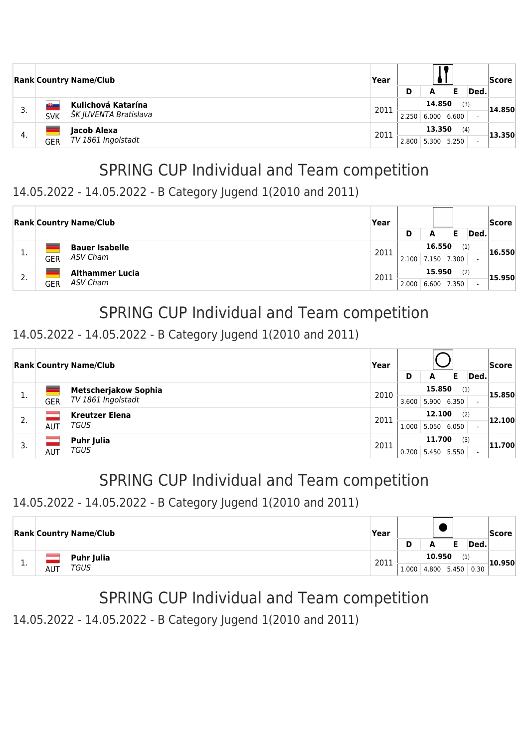| Rank | Country | Name/Club | Year | D | A | E | Ded. | Score |
|---|---|---|---|---|---|---|---|---|
| | | | | | | | | |
| 3. | SVK | **Kulichová Katarína** *ŠK JUVENTA Bratislava* | 2011 | 14.850 (3) | | | | 14.850 |
| | | | | 2.250 | 6.000 | 6.600 | - | |
| 4. | GER | **Jacob Alexa** *TV 1861 Ingolstadt* | 2011 | 13.350 (4) | | | | 13.350 |
| | | | | 2.800 | 5.300 | 5.250 | - | |

# SPRING CUP Individual and Team competition

## 14.05.2022 - 14.05.2022 - B Category Jugend 1(2010 and 2011)

| Rank | Country | Name/Club | Year | D | A | E | Ded. | Score |
|---|---|---|---|---|---|---|---|---|
| 1. | GER | **Bauer Isabelle** *ASV Cham* | 2011 | 16.550 (1) | | | | 16.550 |
| | | | | 2.100 | 7.150 | 7.300 | - | |
| 2. | GER | **Althammer Lucia** *ASV Cham* | 2011 | 15.950 (2) | | | | 15.950 |
| | | | | 2.000 | 6.600 | 7.350 | - | |

# SPRING CUP Individual and Team competition

## 14.05.2022 - 14.05.2022 - B Category Jugend 1(2010 and 2011)

| Rank | Country | Name/Club | Year | D | A | E | Ded. | Score |
|---|---|---|---|---|---|---|---|---|
| 1. | GER | **Metscherjakow Sophia** *TV 1861 Ingolstadt* | 2010 | 15.850 (1) | | | | 15.850 |
| | | | | 3.600 | 5.900 | 6.350 | - | |
| 2. | AUT | **Kreutzer Elena** *TGUS* | 2011 | 12.100 (2) | | | | 12.100 |
| | | | | 1.000 | 5.050 | 6.050 | - | |
| 3. | AUT | **Puhr Julia** *TGUS* | 2011 | 11.700 (3) | | | | 11.700 |
| | | | | 0.700 | 5.450 | 5.550 | - | |

# SPRING CUP Individual and Team competition

## 14.05.2022 - 14.05.2022 - B Category Jugend 1(2010 and 2011)

| Rank | Country | Name/Club | Year | D | A | E | Ded. | Score |
|---|---|---|---|---|---|---|---|---|
| 1. | AUT | **Puhr Julia** *TGUS* | 2011 | 10.950 (1) | | | | 10.950 |
| | | | | 1.000 | 4.800 | 5.450 | 0.30 | |

# SPRING CUP Individual and Team competition

## 14.05.2022 - 14.05.2022 - B Category Jugend 1(2010 and 2011)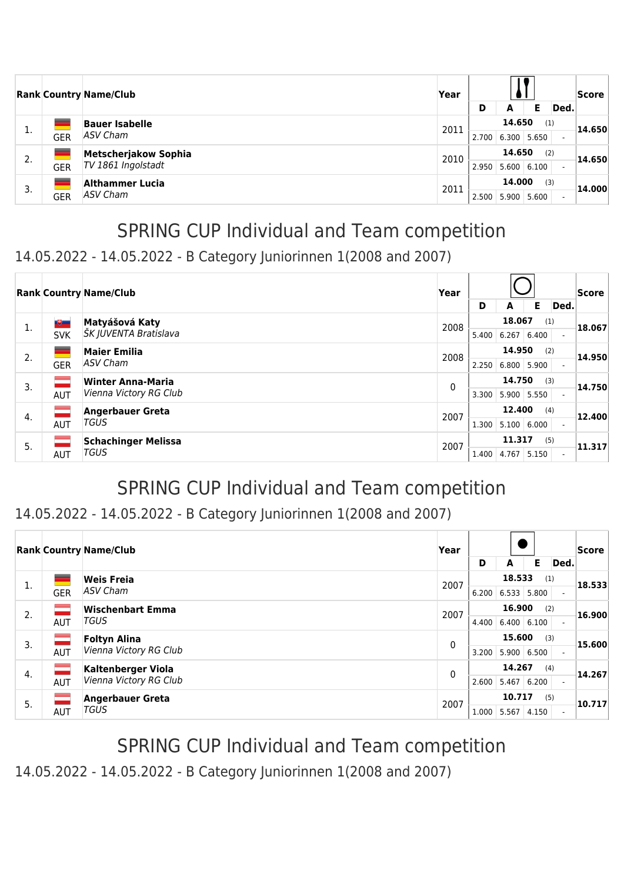| Rank | Country | Name/Club | Year | D | A | E | Ded. | Score |
|---|---|---|---|---|---|---|---|---|
| 1. | GER | **Bauer Isabelle** *ASV Cham* | 2011 | 14.650 (1) | | | | 14.650 |
| | | | | 2.700 | 6.300 | 5.650 | - | |
| 2. | GER | **Metscherjakow Sophia** *TV 1861 Ingolstadt* | 2010 | 14.650 (2) | | | | 14.650 |
| | | | | 2.950 | 5.600 | 6.100 | - | |
| 3. | GER | **Althammer Lucia** *ASV Cham* | 2011 | 14.000 (3) | | | | 14.000 |
| | | | | 2.500 | 5.900 | 5.600 | - | |

# SPRING CUP Individual and Team competition

14.05.2022 - 14.05.2022 - B Category Juniorinnen 1(2008 and 2007)

| Rank | Country | Name/Club | Year | D | A | E | Ded. | Score |
|---|---|---|---|---|---|---|---|---|
| 1. | SVK | **Matyášová Katy** *ŠK JUVENTA Bratislava* | 2008 | 18.067 (1) | | | | 18.067 |
| | | | | 5.400 | 6.267 | 6.400 | - | |
| 2. | GER | **Maier Emilia** *ASV Cham* | 2008 | 14.950 (2) | | | | 14.950 |
| | | | | 2.250 | 6.800 | 5.900 | - | |
| 3. | AUT | **Winter Anna-Maria** *Vienna Victory RG Club* | 0 | 14.750 (3) | | | | 14.750 |
| | | | | 3.300 | 5.900 | 5.550 | - | |
| 4. | AUT | **Angerbauer Greta** *TGUS* | 2007 | 12.400 (4) | | | | 12.400 |
| | | | | 1.300 | 5.100 | 6.000 | - | |
| 5. | AUT | **Schachinger Melissa** *TGUS* | 2007 | 11.317 (5) | | | | 11.317 |
| | | | | 1.400 | 4.767 | 5.150 | - | |

# SPRING CUP Individual and Team competition

14.05.2022 - 14.05.2022 - B Category Juniorinnen 1(2008 and 2007)

| Rank | Country | Name/Club | Year | D | A | E | Ded. | Score |
|---|---|---|---|---|---|---|---|---|
| 1. | GER | **Weis Freia** *ASV Cham* | 2007 | 18.533 (1) | | | | 18.533 |
| | | | | 6.200 | 6.533 | 5.800 | - | |
| 2. | AUT | **Wischenbart Emma** *TGUS* | 2007 | 16.900 (2) | | | | 16.900 |
| | | | | 4.400 | 6.400 | 6.100 | - | |
| 3. | AUT | **Foltyn Alina** *Vienna Victory RG Club* | 0 | 15.600 (3) | | | | 15.600 |
| | | | | 3.200 | 5.900 | 6.500 | - | |
| 4. | AUT | **Kaltenberger Viola** *Vienna Victory RG Club* | 0 | 14.267 (4) | | | | 14.267 |
| | | | | 2.600 | 5.467 | 6.200 | - | |
| 5. | AUT | **Angerbauer Greta** *TGUS* | 2007 | 10.717 (5) | | | | 10.717 |
| | | | | 1.000 | 5.567 | 4.150 | - | |

# SPRING CUP Individual and Team competition

14.05.2022 - 14.05.2022 - B Category Juniorinnen 1(2008 and 2007)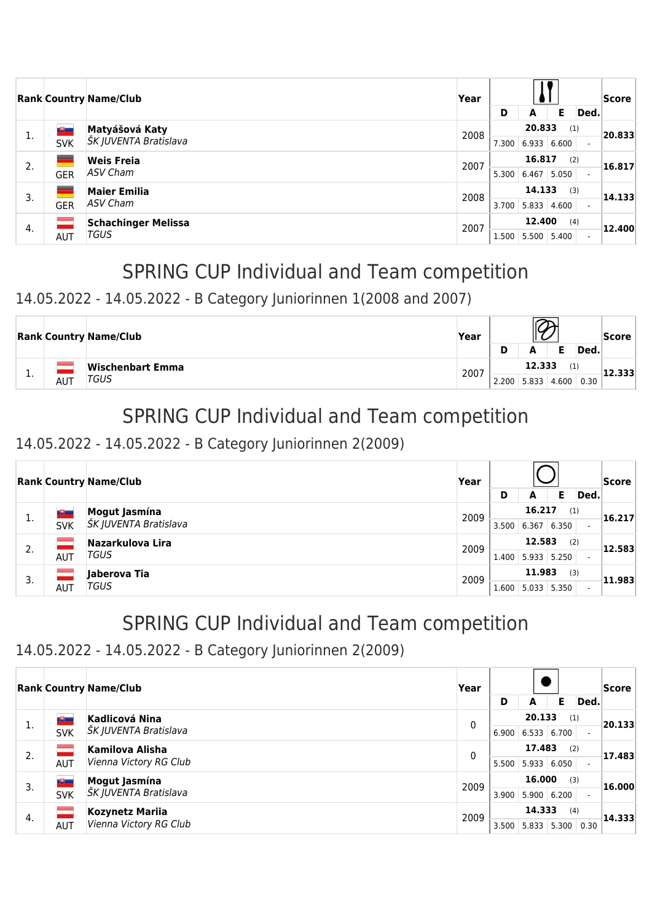| Rank | Country | Name/Club | Year | D | A | E | Ded. | Score |
|---|---|---|---|---|---|---|---|---|
| 1. | SVK | **Matyášová Katy** *ŠK JUVENTA Bratislava* | 2008 | 20.833 (1) | | | | 20.833 |
| | | | | 7.300 | 6.933 | 6.600 | - | |
| 2. | GER | **Weis Freia** *ASV Cham* | 2007 | 16.817 (2) | | | | 16.817 |
| | | | | 5.300 | 6.467 | 5.050 | - | |
| 3. | GER | **Maier Emilia** *ASV Cham* | 2008 | 14.133 (3) | | | | 14.133 |
| | | | | 3.700 | 5.833 | 4.600 | - | |
| 4. | AUT | **Schachinger Melissa** *TGUS* | 2007 | 12.400 (4) | | | | 12.400 |
| | | | | 1.500 | 5.500 | 5.400 | - | |

# SPRING CUP Individual and Team competition

## 14.05.2022 - 14.05.2022 - B Category Juniorinnen 1(2008 and 2007)

| Rank | Country | Name/Club | Year | D | A | E | Ded. | Score |
|---|---|---|---|---|---|---|---|---|
| 1. | AUT | **Wischenbart Emma** *TGUS* | 2007 | 12.333 (1) | | | | 12.333 |
| | | | | 2.200 | 5.833 | 4.600 | 0.30 | |

# SPRING CUP Individual and Team competition

## 14.05.2022 - 14.05.2022 - B Category Juniorinnen 2(2009)

| Rank | Country | Name/Club | Year | D | A | E | Ded. | Score |
|---|---|---|---|---|---|---|---|---|
| 1. | SVK | **Mogut Jasmína** *ŠK JUVENTA Bratislava* | 2009 | 16.217 (1) | | | | 16.217 |
| | | | | 3.500 | 6.367 | 6.350 | - | |
| 2. | AUT | **Nazarkulova Lira** *TGUS* | 2009 | 12.583 (2) | | | | 12.583 |
| | | | | 1.400 | 5.933 | 5.250 | - | |
| 3. | AUT | **Jaberova Tia** *TGUS* | 2009 | 11.983 (3) | | | | 11.983 |
| | | | | 1.600 | 5.033 | 5.350 | - | |

# SPRING CUP Individual and Team competition

## 14.05.2022 - 14.05.2022 - B Category Juniorinnen 2(2009)

| Rank | Country | Name/Club | Year | D | A | E | Ded. | Score |
|---|---|---|---|---|---|---|---|---|
| 1. | SVK | **Kadlicová Nina** *ŠK JUVENTA Bratislava* | 0 | 20.133 (1) | | | | 20.133 |
| | | | | 6.900 | 6.533 | 6.700 | - | |
| 2. | AUT | **Kamilova Alisha** *Vienna Victory RG Club* | 0 | 17.483 (2) | | | | 17.483 |
| | | | | 5.500 | 5.933 | 6.050 | - | |
| 3. | SVK | **Mogut Jasmína** *ŠK JUVENTA Bratislava* | 2009 | 16.000 (3) | | | | 16.000 |
| | | | | 3.900 | 5.900 | 6.200 | - | |
| 4. | AUT | **Kozynetz Mariia** *Vienna Victory RG Club* | 2009 | 14.333 (4) | | | | 14.333 |
| | | | | 3.500 | 5.833 | 5.300 | 0.30 | |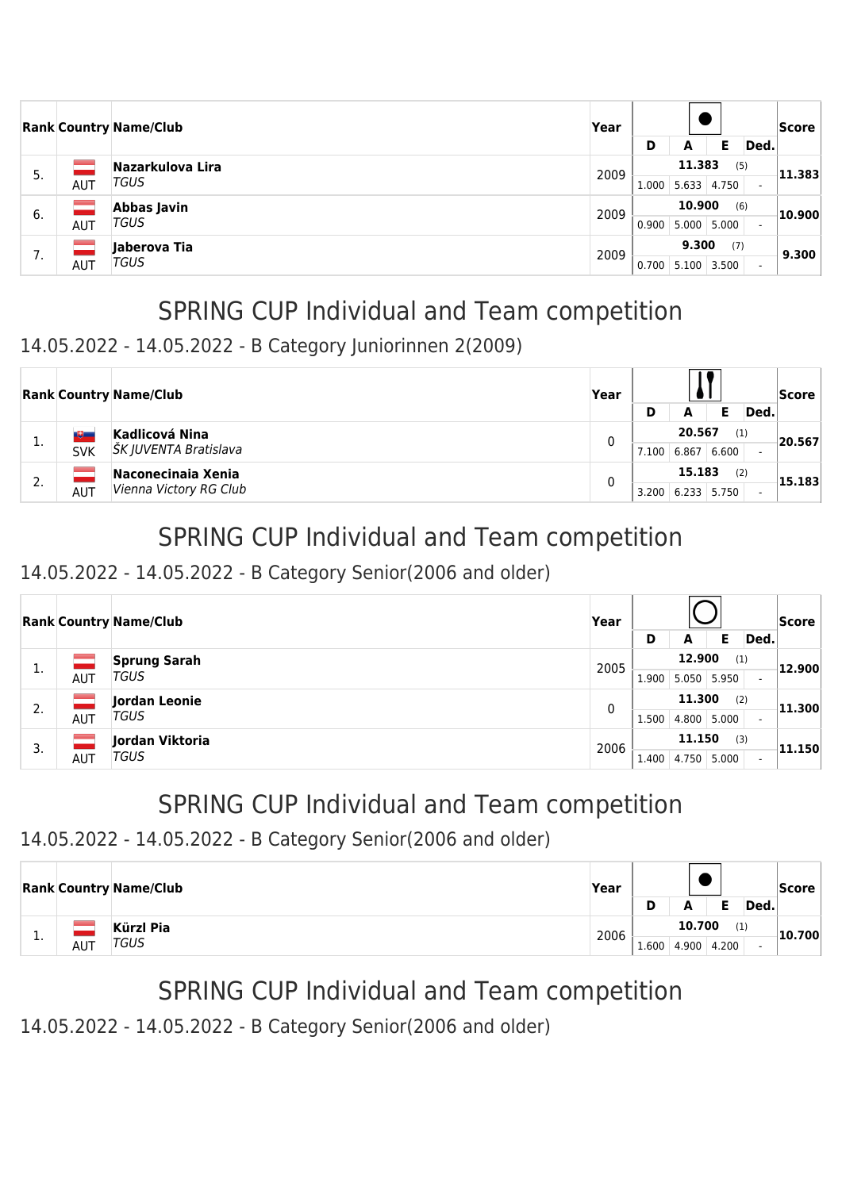| Rank | Country | Name/Club | Year | D | A | E | Ded. | | Score |
|---|---|---|---|---|---|---|---|---|---|
| 5. | AUT | **Nazarkulova Lira** *TGUS* | 2009 | 1.000 | 5.633 | 4.750 | - | **11.383** (5) | **11.383** |
| 6. | AUT | **Abbas Javin** *TGUS* | 2009 | 0.900 | 5.000 | 5.000 | - | **10.900** (6) | **10.900** |
| 7. | AUT | **Jaberova Tia** *TGUS* | 2009 | 0.700 | 5.100 | 3.500 | - | **9.300** (7) | **9.300** |

# SPRING CUP Individual and Team competition

## 14.05.2022 - 14.05.2022 - B Category Juniorinnen 2(2009)

| Rank | Country | Name/Club | Year | D | A | E | Ded. | | Score |
|---|---|---|---|---|---|---|---|---|---|
| 1. | SVK | **Kadlicová Nina** *ŠK JUVENTA Bratislava* | 0 | 7.100 | 6.867 | 6.600 | - | **20.567** (1) | **20.567** |
| 2. | AUT | **Naconecinaia Xenia** *Vienna Victory RG Club* | 0 | 3.200 | 6.233 | 5.750 | - | **15.183** (2) | **15.183** |

# SPRING CUP Individual and Team competition

## 14.05.2022 - 14.05.2022 - B Category Senior(2006 and older)

| Rank | Country | Name/Club | Year | D | A | E | Ded. | | Score |
|---|---|---|---|---|---|---|---|---|---|
| 1. | AUT | **Sprung Sarah** *TGUS* | 2005 | 1.900 | 5.050 | 5.950 | - | **12.900** (1) | **12.900** |
| 2. | AUT | **Jordan Leonie** *TGUS* | 0 | 1.500 | 4.800 | 5.000 | - | **11.300** (2) | **11.300** |
| 3. | AUT | **Jordan Viktoria** *TGUS* | 2006 | 1.400 | 4.750 | 5.000 | - | **11.150** (3) | **11.150** |

# SPRING CUP Individual and Team competition

## 14.05.2022 - 14.05.2022 - B Category Senior(2006 and older)

| Rank | Country | Name/Club | Year | D | A | E | Ded. | | Score |
|---|---|---|---|---|---|---|---|---|---|
| 1. | AUT | **Kürzl Pia** *TGUS* | 2006 | 1.600 | 4.900 | 4.200 | - | **10.700** (1) | **10.700** |

# SPRING CUP Individual and Team competition

## 14.05.2022 - 14.05.2022 - B Category Senior(2006 and older)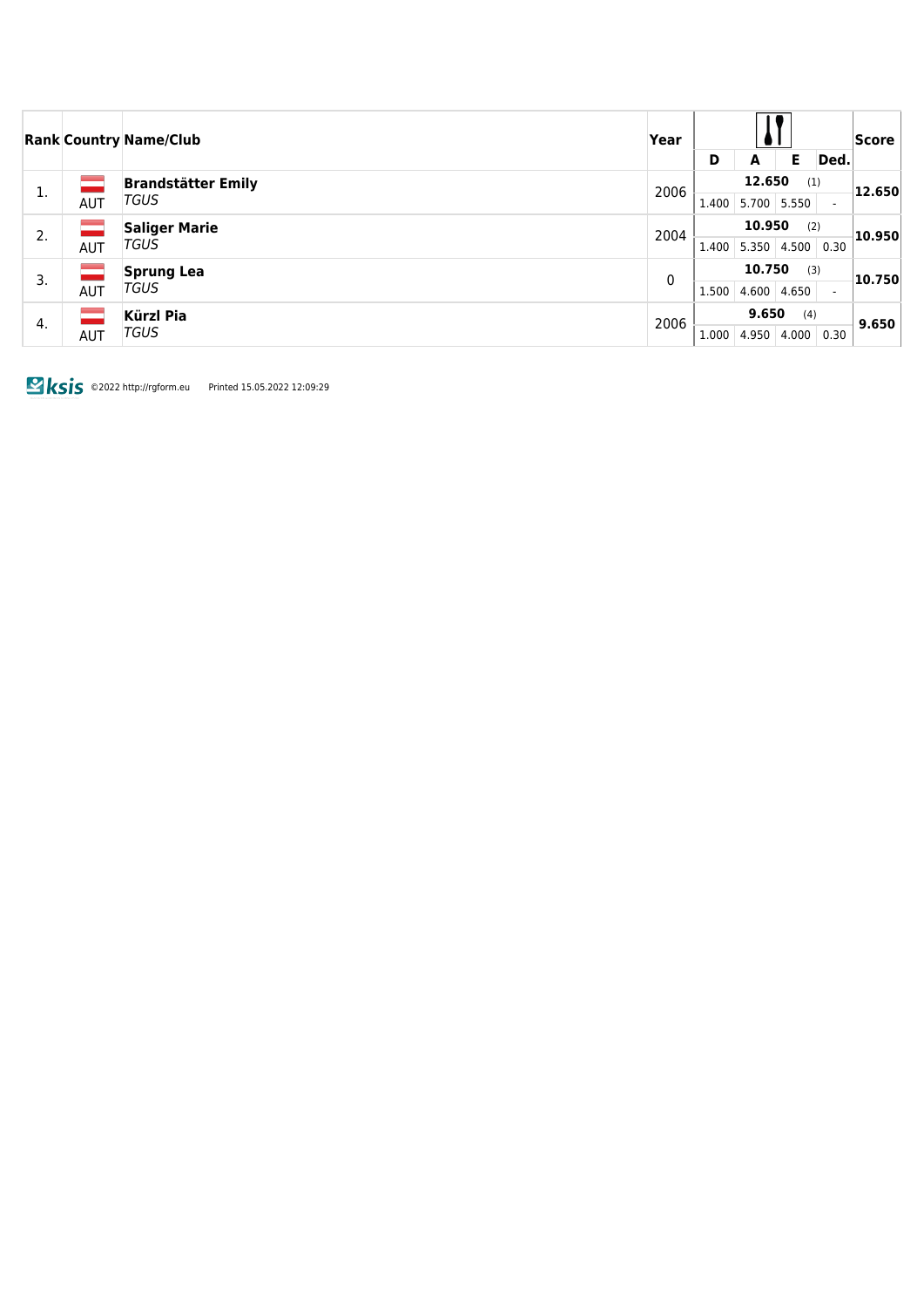| Rank | Country | Name/Club | Year | D | A | E | Ded. | Score |
|---|---|---|---|---|---|---|---|---|
| 1. | AUT | **Brandstätter Emily** *TGUS* | 2006 | **12.650** (1) | | | | **12.650** |
| | | | | 1.400 | 5.700 | 5.550 | - | |
| 2. | AUT | **Saliger Marie** *TGUS* | 2004 | **10.950** (2) | | | | **10.950** |
| | | | | 1.400 | 5.350 | 4.500 | 0.30 | |
| 3. | AUT | **Sprung Lea** *TGUS* | 0 | **10.750** (3) | | | | **10.750** |
| | | | | 1.500 | 4.600 | 4.650 | - | |
| 4. | AUT | **Kürzl Pia** *TGUS* | 2006 | **9.650** (4) | | | | **9.650** |
| | | | | 1.000 | 4.950 | 4.000 | 0.30 | |

ksis ©2022 http://rgform.eu Printed 15.05.2022 12:09:29